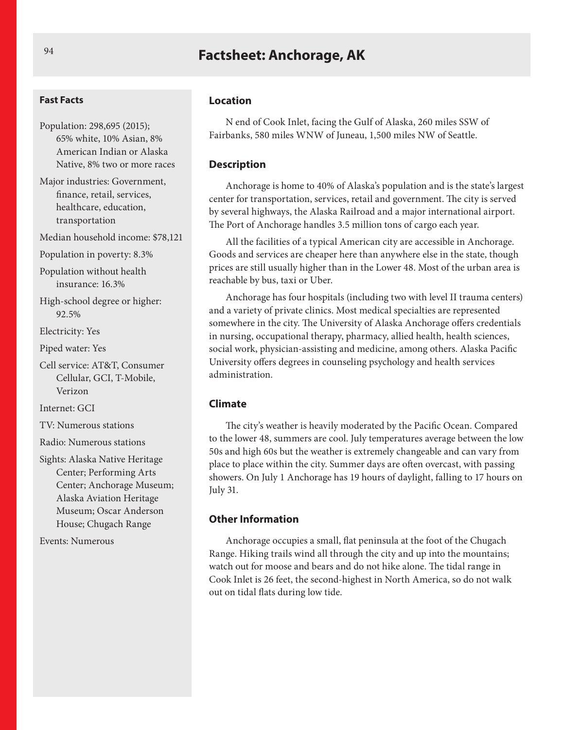# Factsheet: Anchorage, AK

### Fast Facts

Population: 298,695 (2015); 65% white, 10% Asian, 8% American Indian or Alaska Native, 8% two or more races

Major industries: Government, finance, retail, services, healthcare, education, transportation

Median household income: $78,121

Population in poverty: 8.3%

Population without health insurance: 16.3%

High-school degree or higher: 92.5%

Electricity: Yes

Piped water: Yes

Cell service: AT&T, Consumer Cellular, GCI, T-Mobile, Verizon

Internet: GCI

TV: Numerous stations

Radio: Numerous stations

Sights: Alaska Native Heritage Center; Performing Arts Center; Anchorage Museum; Alaska Aviation Heritage Museum; Oscar Anderson House; Chugach Range

Events: Numerous

## Location

N end of Cook Inlet, facing the Gulf of Alaska, 260 miles SSW of Fairbanks, 580 miles WNW of Juneau, 1,500 miles NW of Seattle.

## Description

Anchorage is home to 40% of Alaska's population and is the state's largest center for transportation, services, retail and government. The city is served by several highways, the Alaska Railroad and a major international airport. The Port of Anchorage handles 3.5 million tons of cargo each year.

All the facilities of a typical American city are accessible in Anchorage. Goods and services are cheaper here than anywhere else in the state, though prices are still usually higher than in the Lower 48. Most of the urban area is reachable by bus, taxi or Uber.

Anchorage has four hospitals (including two with level II trauma centers) and a variety of private clinics. Most medical specialties are represented somewhere in the city. The University of Alaska Anchorage offers credentials in nursing, occupational therapy, pharmacy, allied health, health sciences, social work, physician-assisting and medicine, among others. Alaska Pacific University offers degrees in counseling psychology and health services administration.

## Climate

The city's weather is heavily moderated by the Pacific Ocean. Compared to the lower 48, summers are cool. July temperatures average between the low 50s and high 60s but the weather is extremely changeable and can vary from place to place within the city. Summer days are often overcast, with passing showers. On July 1 Anchorage has 19 hours of daylight, falling to 17 hours on July 31.

## Other Information

Anchorage occupies a small, flat peninsula at the foot of the Chugach Range. Hiking trails wind all through the city and up into the mountains; watch out for moose and bears and do not hike alone. The tidal range in Cook Inlet is 26 feet, the second-highest in North America, so do not walk out on tidal flats during low tide.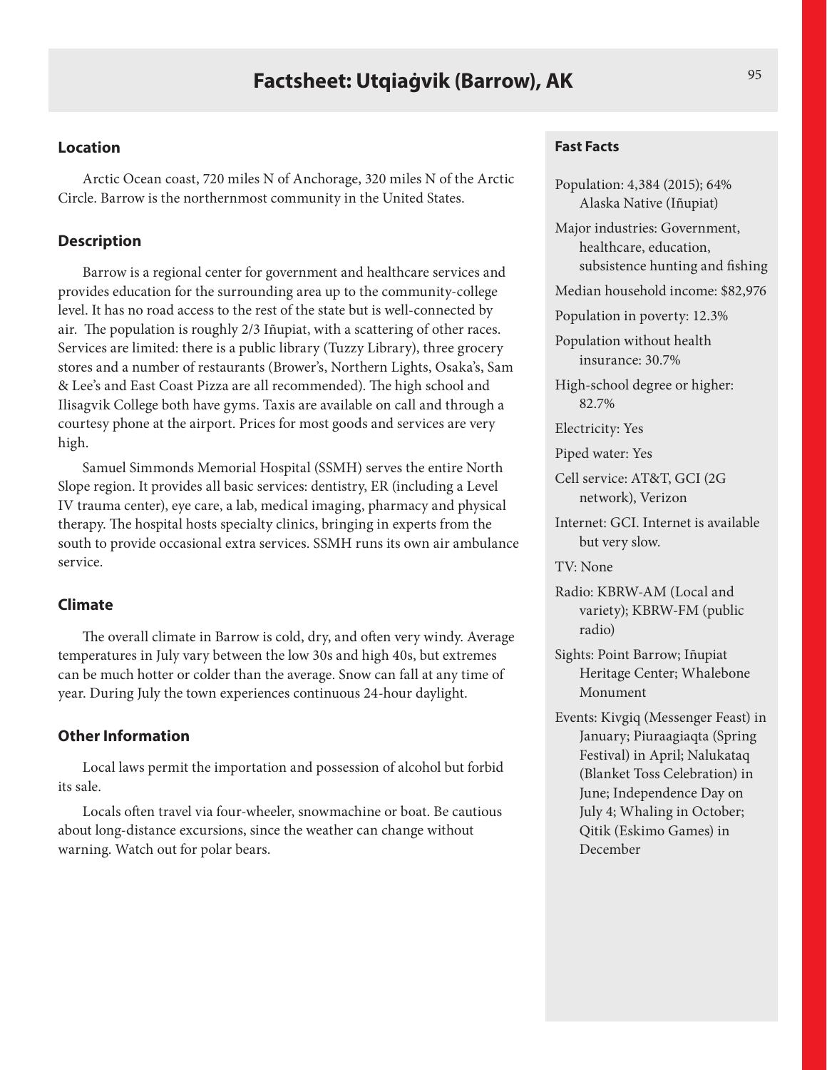# Factsheet: Utqiaġvik (Barrow), AK

## Location

Arctic Ocean coast, 720 miles N of Anchorage, 320 miles N of the Arctic Circle. Barrow is the northernmost community in the United States.

## Description

Barrow is a regional center for government and healthcare services and provides education for the surrounding area up to the community-college level. It has no road access to the rest of the state but is well-connected by air. The population is roughly 2/3 Iñupiat, with a scattering of other races. Services are limited: there is a public library (Tuzzy Library), three grocery stores and a number of restaurants (Brower's, Northern Lights, Osaka's, Sam & Lee's and East Coast Pizza are all recommended). The high school and Ilisagvik College both have gyms. Taxis are available on call and through a courtesy phone at the airport. Prices for most goods and services are very high.

Samuel Simmonds Memorial Hospital (SSMH) serves the entire North Slope region. It provides all basic services: dentistry, ER (including a Level IV trauma center), eye care, a lab, medical imaging, pharmacy and physical therapy. The hospital hosts specialty clinics, bringing in experts from the south to provide occasional extra services. SSMH runs its own air ambulance service.

## Climate

The overall climate in Barrow is cold, dry, and often very windy. Average temperatures in July vary between the low 30s and high 40s, but extremes can be much hotter or colder than the average. Snow can fall at any time of year. During July the town experiences continuous 24-hour daylight.

## Other Information

Local laws permit the importation and possession of alcohol but forbid its sale.

Locals often travel via four-wheeler, snowmachine or boat. Be cautious about long-distance excursions, since the weather can change without warning. Watch out for polar bears.

## Fast Facts

Population: 4,384 (2015); 64% Alaska Native (Iñupiat)

Major industries: Government, healthcare, education, subsistence hunting and fishing

Median household income: $82,976

Population in poverty: 12.3%

Population without health insurance: 30.7%

High-school degree or higher: 82.7%

Electricity: Yes

Piped water: Yes

Cell service: AT&T, GCI (2G network), Verizon

Internet: GCI. Internet is available but very slow.

TV: None

Radio: KBRW-AM (Local and variety); KBRW-FM (public radio)

Sights: Point Barrow; Iñupiat Heritage Center; Whalebone Monument

Events: Kivgiq (Messenger Feast) in January; Piuraagiaqta (Spring Festival) in April; Nalukataq (Blanket Toss Celebration) in June; Independence Day on July 4; Whaling in October; Qitik (Eskimo Games) in December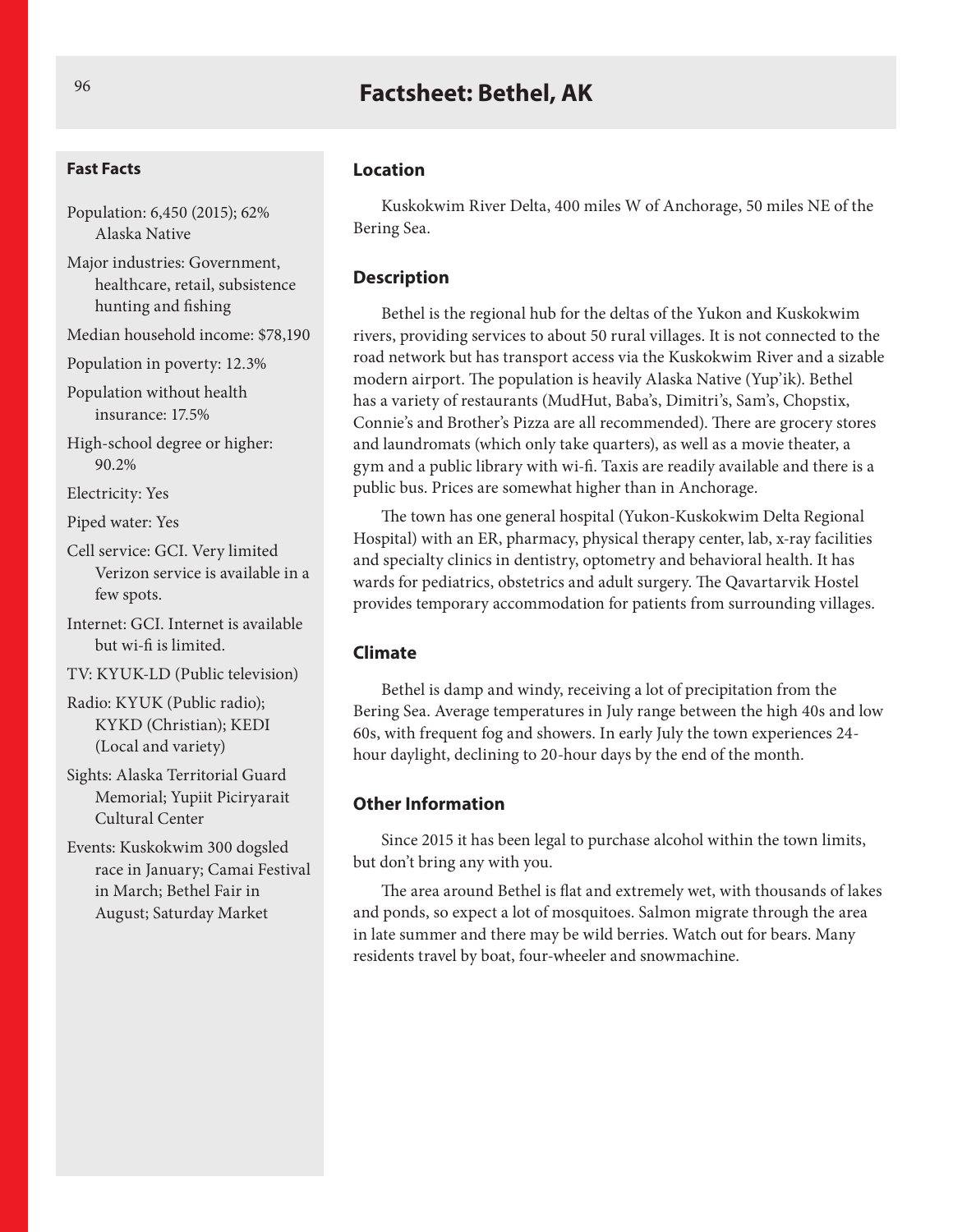# Factsheet: Bethel, AK

### Fast Facts

- Population: 6,450 (2015); 62% Alaska Native
- Major industries: Government, healthcare, retail, subsistence hunting and fishing
- Median household income: $78,190
- Population in poverty: 12.3%
- Population without health insurance: 17.5%
- High-school degree or higher: 90.2%
- Electricity: Yes
- Piped water: Yes
- Cell service: GCI. Very limited Verizon service is available in a few spots.
- Internet: GCI. Internet is available but wi-fi is limited.
- TV: KYUK-LD (Public television)
- Radio: KYUK (Public radio); KYKD (Christian); KEDI (Local and variety)
- Sights: Alaska Territorial Guard Memorial; Yupiit Piciryarait Cultural Center
- Events: Kuskokwim 300 dogsled race in January; Camai Festival in March; Bethel Fair in August; Saturday Market

### Location

Kuskokwim River Delta, 400 miles W of Anchorage, 50 miles NE of the Bering Sea.

### Description

Bethel is the regional hub for the deltas of the Yukon and Kuskokwim rivers, providing services to about 50 rural villages. It is not connected to the road network but has transport access via the Kuskokwim River and a sizable modern airport. The population is heavily Alaska Native (Yup'ik). Bethel has a variety of restaurants (MudHut, Baba's, Dimitri's, Sam's, Chopstix, Connie's and Brother's Pizza are all recommended). There are grocery stores and laundromats (which only take quarters), as well as a movie theater, a gym and a public library with wi-fi. Taxis are readily available and there is a public bus. Prices are somewhat higher than in Anchorage.

The town has one general hospital (Yukon-Kuskokwim Delta Regional Hospital) with an ER, pharmacy, physical therapy center, lab, x-ray facilities and specialty clinics in dentistry, optometry and behavioral health. It has wards for pediatrics, obstetrics and adult surgery. The Qavartarvik Hostel provides temporary accommodation for patients from surrounding villages.

### Climate

Bethel is damp and windy, receiving a lot of precipitation from the Bering Sea. Average temperatures in July range between the high 40s and low 60s, with frequent fog and showers. In early July the town experiences 24-hour daylight, declining to 20-hour days by the end of the month.

### Other Information

Since 2015 it has been legal to purchase alcohol within the town limits, but don't bring any with you.

The area around Bethel is flat and extremely wet, with thousands of lakes and ponds, so expect a lot of mosquitoes. Salmon migrate through the area in late summer and there may be wild berries. Watch out for bears. Many residents travel by boat, four-wheeler and snowmachine.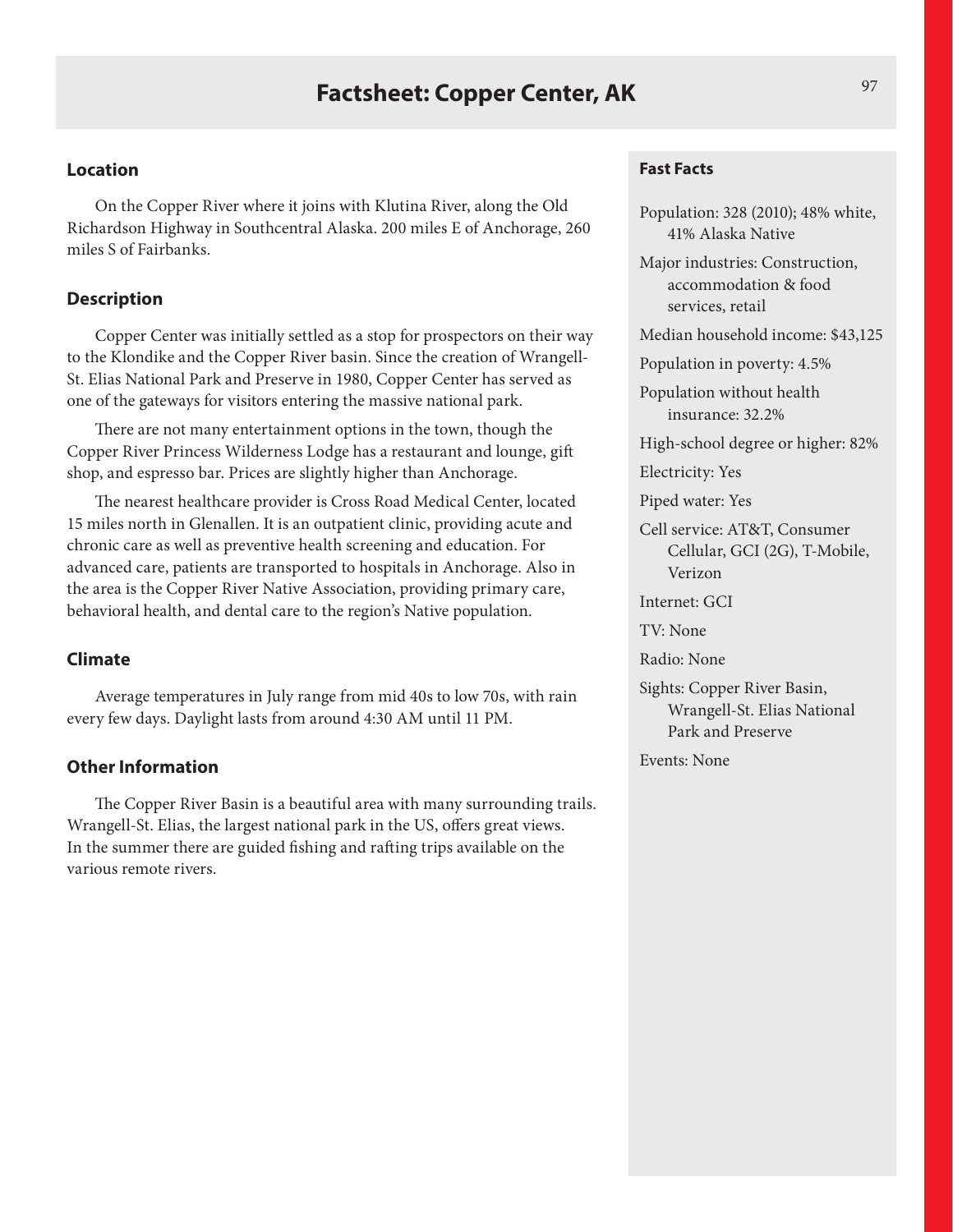# Factsheet: Copper Center, AK

## Location

On the Copper River where it joins with Klutina River, along the Old Richardson Highway in Southcentral Alaska. 200 miles E of Anchorage, 260 miles S of Fairbanks.

## Description

Copper Center was initially settled as a stop for prospectors on their way to the Klondike and the Copper River basin. Since the creation of Wrangell-St. Elias National Park and Preserve in 1980, Copper Center has served as one of the gateways for visitors entering the massive national park.

There are not many entertainment options in the town, though the Copper River Princess Wilderness Lodge has a restaurant and lounge, gift shop, and espresso bar. Prices are slightly higher than Anchorage.

The nearest healthcare provider is Cross Road Medical Center, located 15 miles north in Glenallen. It is an outpatient clinic, providing acute and chronic care as well as preventive health screening and education. For advanced care, patients are transported to hospitals in Anchorage. Also in the area is the Copper River Native Association, providing primary care, behavioral health, and dental care to the region's Native population.

## Climate

Average temperatures in July range from mid 40s to low 70s, with rain every few days. Daylight lasts from around 4:30 AM until 11 PM.

## Other Information

The Copper River Basin is a beautiful area with many surrounding trails. Wrangell-St. Elias, the largest national park in the US, offers great views. In the summer there are guided fishing and rafting trips available on the various remote rivers.

## Fast Facts

Population: 328 (2010); 48% white, 41% Alaska Native

Major industries: Construction, accommodation & food services, retail

Median household income: $43,125

Population in poverty: 4.5%

Population without health insurance: 32.2%

High-school degree or higher: 82%

Electricity: Yes

Piped water: Yes

Cell service: AT&T, Consumer Cellular, GCI (2G), T-Mobile, Verizon

Internet: GCI

TV: None

Radio: None

Sights: Copper River Basin, Wrangell-St. Elias National Park and Preserve

Events: None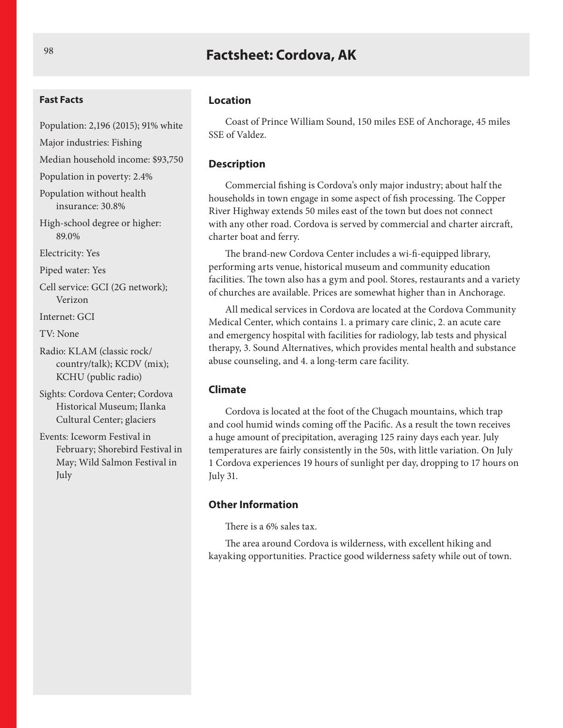# Factsheet: Cordova, AK

### Fast Facts

Population: 2,196 (2015); 91% white

Major industries: Fishing

Median household income: $93,750

Population in poverty: 2.4%

Population without health insurance: 30.8%

High-school degree or higher: 89.0%

Electricity: Yes

Piped water: Yes

Cell service: GCI (2G network); Verizon

Internet: GCI

TV: None

Radio: KLAM (classic rock/country/talk); KCDV (mix); KCHU (public radio)

Sights: Cordova Center; Cordova Historical Museum; Ilanka Cultural Center; glaciers

Events: Iceworm Festival in February; Shorebird Festival in May; Wild Salmon Festival in July

### Location

Coast of Prince William Sound, 150 miles ESE of Anchorage, 45 miles SSE of Valdez.

### Description

Commercial fishing is Cordova's only major industry; about half the households in town engage in some aspect of fish processing. The Copper River Highway extends 50 miles east of the town but does not connect with any other road. Cordova is served by commercial and charter aircraft, charter boat and ferry.

The brand-new Cordova Center includes a wi-fi-equipped library, performing arts venue, historical museum and community education facilities. The town also has a gym and pool. Stores, restaurants and a variety of churches are available. Prices are somewhat higher than in Anchorage.

All medical services in Cordova are located at the Cordova Community Medical Center, which contains 1. a primary care clinic, 2. an acute care and emergency hospital with facilities for radiology, lab tests and physical therapy, 3. Sound Alternatives, which provides mental health and substance abuse counseling, and 4. a long-term care facility.

### Climate

Cordova is located at the foot of the Chugach mountains, which trap and cool humid winds coming off the Pacific. As a result the town receives a huge amount of precipitation, averaging 125 rainy days each year. July temperatures are fairly consistently in the 50s, with little variation. On July 1 Cordova experiences 19 hours of sunlight per day, dropping to 17 hours on July 31.

### Other Information

There is a 6% sales tax.

The area around Cordova is wilderness, with excellent hiking and kayaking opportunities. Practice good wilderness safety while out of town.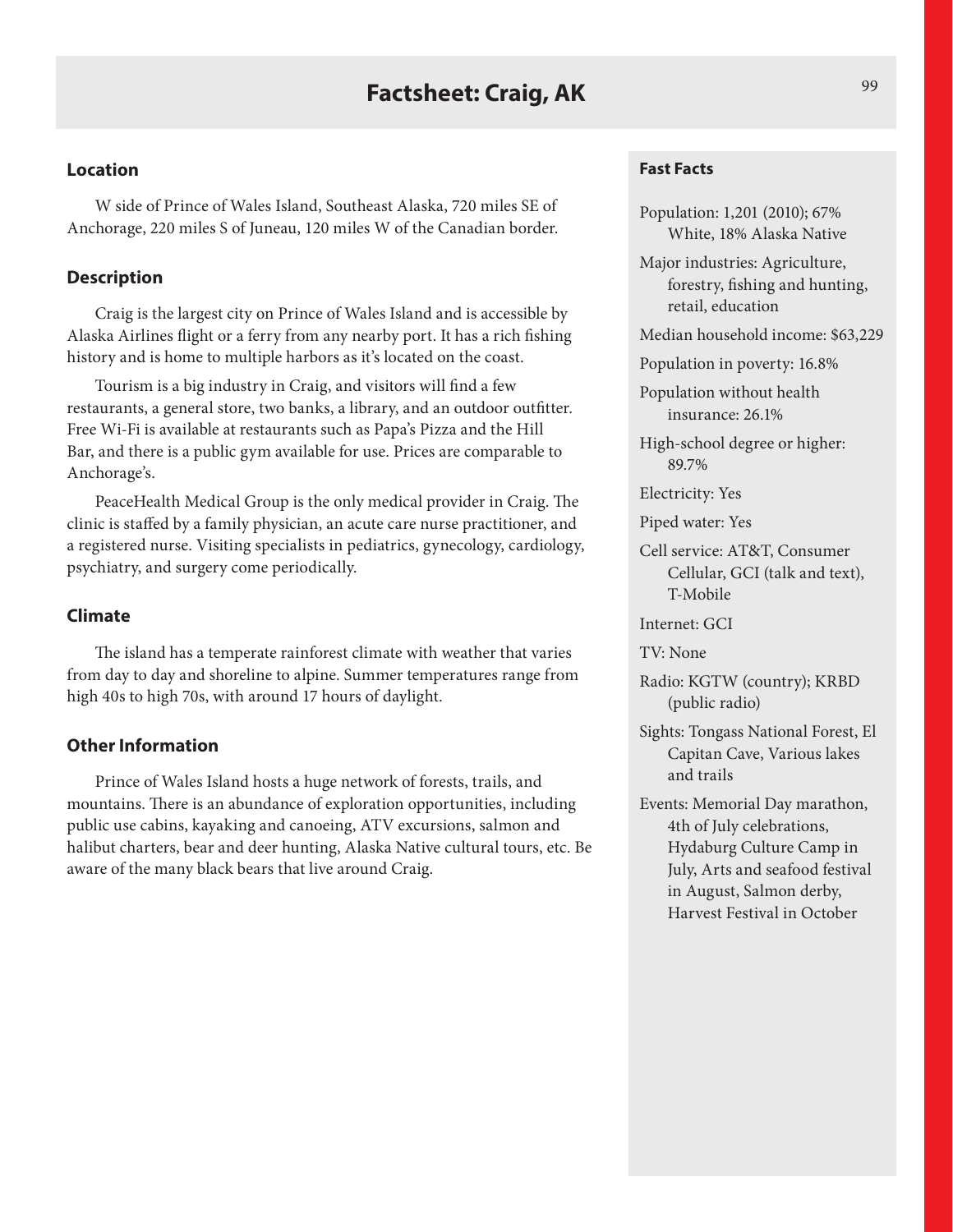# Factsheet: Craig, AK

## Location

W side of Prince of Wales Island, Southeast Alaska, 720 miles SE of Anchorage, 220 miles S of Juneau, 120 miles W of the Canadian border.

## Description

Craig is the largest city on Prince of Wales Island and is accessible by Alaska Airlines flight or a ferry from any nearby port. It has a rich fishing history and is home to multiple harbors as it's located on the coast.

Tourism is a big industry in Craig, and visitors will find a few restaurants, a general store, two banks, a library, and an outdoor outfitter. Free Wi-Fi is available at restaurants such as Papa's Pizza and the Hill Bar, and there is a public gym available for use. Prices are comparable to Anchorage's.

PeaceHealth Medical Group is the only medical provider in Craig. The clinic is staffed by a family physician, an acute care nurse practitioner, and a registered nurse. Visiting specialists in pediatrics, gynecology, cardiology, psychiatry, and surgery come periodically.

## Climate

The island has a temperate rainforest climate with weather that varies from day to day and shoreline to alpine. Summer temperatures range from high 40s to high 70s, with around 17 hours of daylight.

## Other Information

Prince of Wales Island hosts a huge network of forests, trails, and mountains. There is an abundance of exploration opportunities, including public use cabins, kayaking and canoeing, ATV excursions, salmon and halibut charters, bear and deer hunting, Alaska Native cultural tours, etc. Be aware of the many black bears that live around Craig.

## Fast Facts

Population: 1,201 (2010); 67% White, 18% Alaska Native

Major industries: Agriculture, forestry, fishing and hunting, retail, education

Median household income: $63,229

Population in poverty: 16.8%

Population without health insurance: 26.1%

High-school degree or higher: 89.7%

Electricity: Yes

Piped water: Yes

Cell service: AT&T, Consumer Cellular, GCI (talk and text), T-Mobile

Internet: GCI

TV: None

Radio: KGTW (country); KRBD (public radio)

Sights: Tongass National Forest, El Capitan Cave, Various lakes and trails

Events: Memorial Day marathon, 4th of July celebrations, Hydaburg Culture Camp in July, Arts and seafood festival in August, Salmon derby, Harvest Festival in October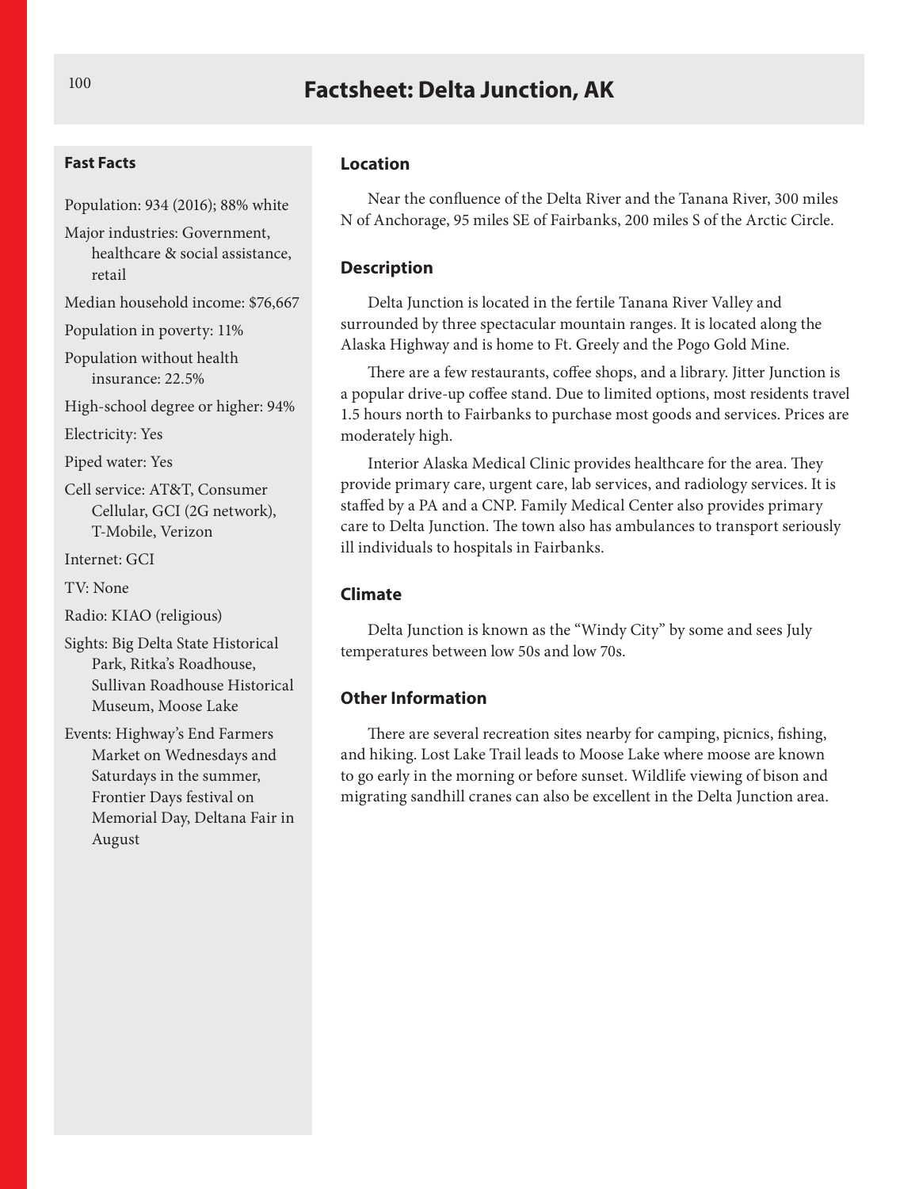# Factsheet: Delta Junction, AK

## Fast Facts

Population: 934 (2016); 88% white

Major industries: Government, healthcare & social assistance, retail

Median household income: $76,667

Population in poverty: 11%

Population without health insurance: 22.5%

High-school degree or higher: 94%

Electricity: Yes

Piped water: Yes

Cell service: AT&T, Consumer Cellular, GCI (2G network), T-Mobile, Verizon

Internet: GCI

TV: None

Radio: KIAO (religious)

Sights: Big Delta State Historical Park, Ritka's Roadhouse, Sullivan Roadhouse Historical Museum, Moose Lake

Events: Highway's End Farmers Market on Wednesdays and Saturdays in the summer, Frontier Days festival on Memorial Day, Deltana Fair in August

## Location

Near the confluence of the Delta River and the Tanana River, 300 miles N of Anchorage, 95 miles SE of Fairbanks, 200 miles S of the Arctic Circle.

## Description

Delta Junction is located in the fertile Tanana River Valley and surrounded by three spectacular mountain ranges. It is located along the Alaska Highway and is home to Ft. Greely and the Pogo Gold Mine.

There are a few restaurants, coffee shops, and a library. Jitter Junction is a popular drive-up coffee stand. Due to limited options, most residents travel 1.5 hours north to Fairbanks to purchase most goods and services. Prices are moderately high.

Interior Alaska Medical Clinic provides healthcare for the area. They provide primary care, urgent care, lab services, and radiology services. It is staffed by a PA and a CNP. Family Medical Center also provides primary care to Delta Junction. The town also has ambulances to transport seriously ill individuals to hospitals in Fairbanks.

## Climate

Delta Junction is known as the "Windy City" by some and sees July temperatures between low 50s and low 70s.

## Other Information

There are several recreation sites nearby for camping, picnics, fishing, and hiking. Lost Lake Trail leads to Moose Lake where moose are known to go early in the morning or before sunset. Wildlife viewing of bison and migrating sandhill cranes can also be excellent in the Delta Junction area.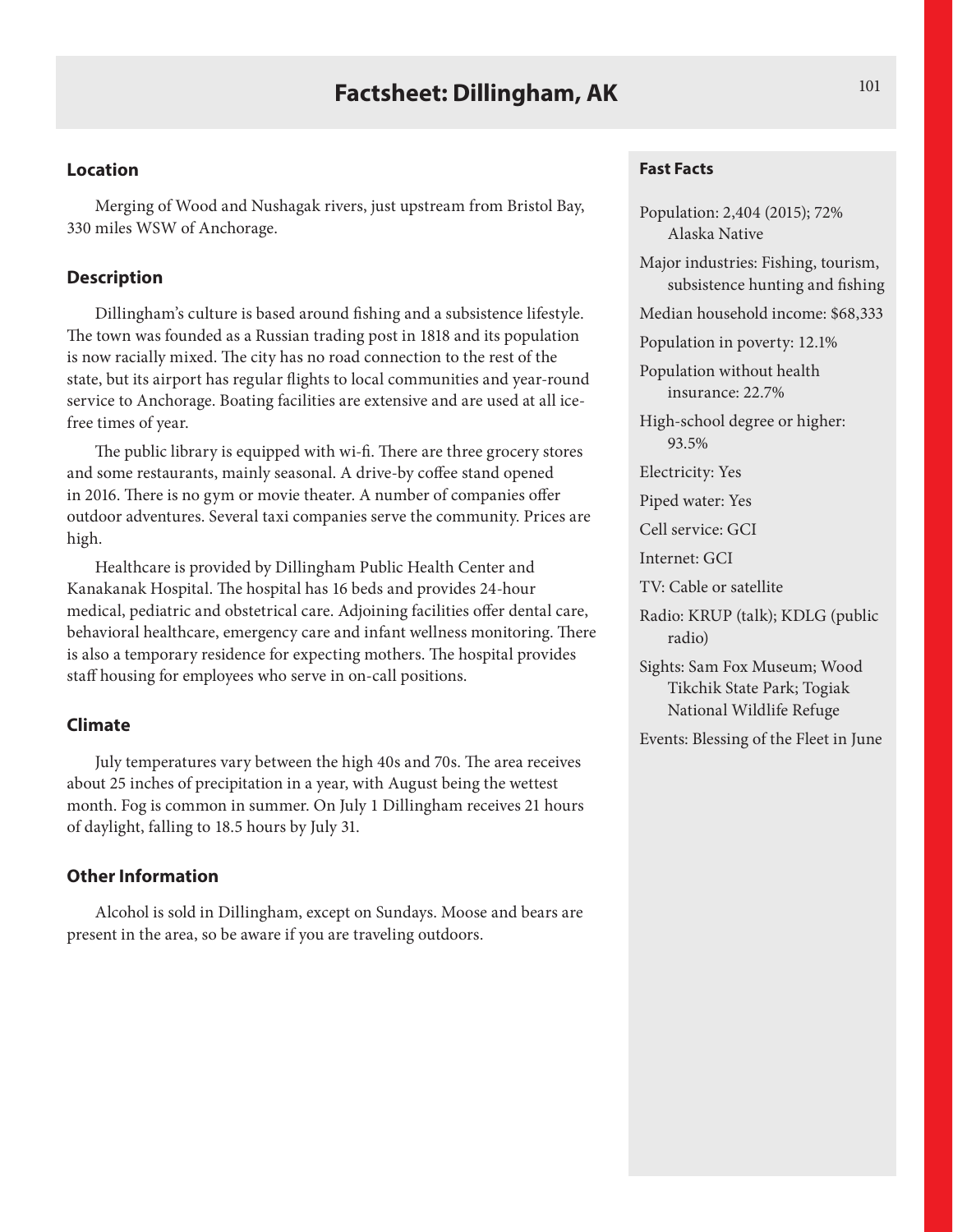# Factsheet: Dillingham, AK

## Location

Merging of Wood and Nushagak rivers, just upstream from Bristol Bay, 330 miles WSW of Anchorage.

## Description

Dillingham's culture is based around fishing and a subsistence lifestyle. The town was founded as a Russian trading post in 1818 and its population is now racially mixed. The city has no road connection to the rest of the state, but its airport has regular flights to local communities and year-round service to Anchorage. Boating facilities are extensive and are used at all ice-free times of year.

The public library is equipped with wi-fi. There are three grocery stores and some restaurants, mainly seasonal. A drive-by coffee stand opened in 2016. There is no gym or movie theater. A number of companies offer outdoor adventures. Several taxi companies serve the community. Prices are high.

Healthcare is provided by Dillingham Public Health Center and Kanakanak Hospital. The hospital has 16 beds and provides 24-hour medical, pediatric and obstetrical care. Adjoining facilities offer dental care, behavioral healthcare, emergency care and infant wellness monitoring. There is also a temporary residence for expecting mothers. The hospital provides staff housing for employees who serve in on-call positions.

## Climate

July temperatures vary between the high 40s and 70s. The area receives about 25 inches of precipitation in a year, with August being the wettest month. Fog is common in summer. On July 1 Dillingham receives 21 hours of daylight, falling to 18.5 hours by July 31.

## Other Information

Alcohol is sold in Dillingham, except on Sundays. Moose and bears are present in the area, so be aware if you are traveling outdoors.

### Fast Facts

Population: 2,404 (2015); 72% Alaska Native

Major industries: Fishing, tourism, subsistence hunting and fishing

Median household income: $68,333

Population in poverty: 12.1%

Population without health insurance: 22.7%

High-school degree or higher: 93.5%

Electricity: Yes

Piped water: Yes

Cell service: GCI

Internet: GCI

TV: Cable or satellite

Radio: KRUP (talk); KDLG (public radio)

Sights: Sam Fox Museum; Wood Tikchik State Park; Togiak National Wildlife Refuge

Events: Blessing of the Fleet in June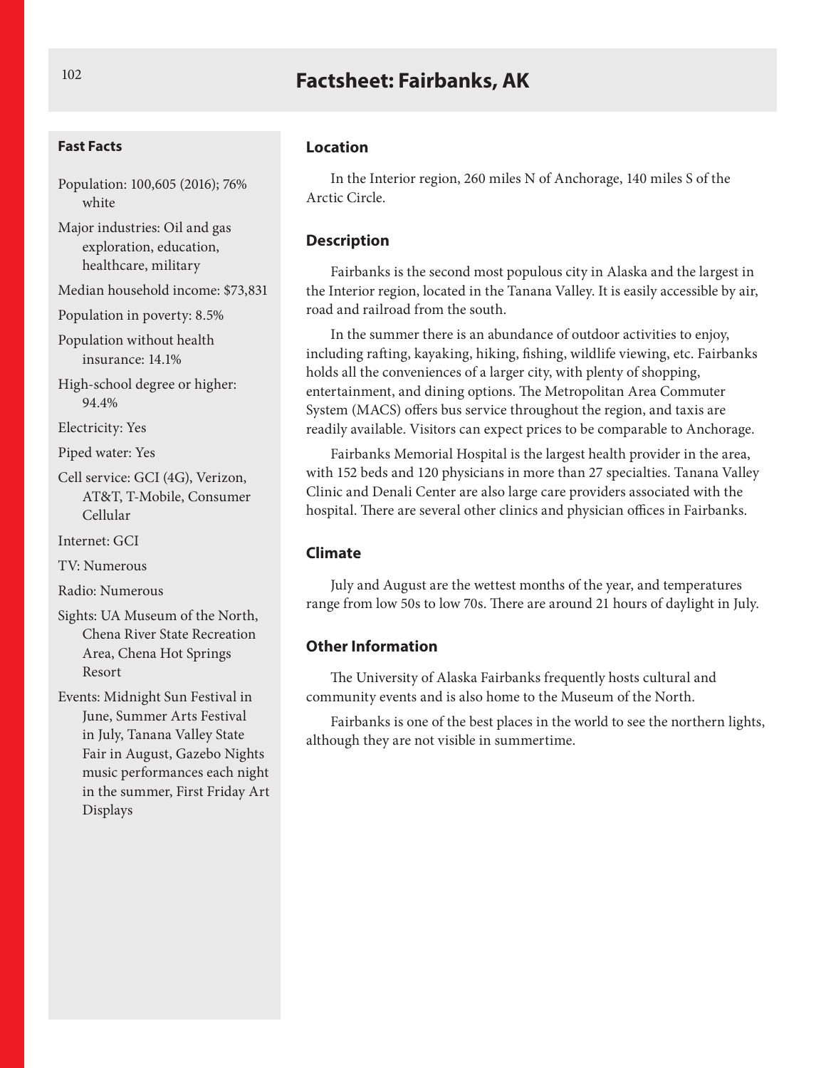# Factsheet: Fairbanks, AK

### Fast Facts

Population: 100,605 (2016); 76% white

Major industries: Oil and gas exploration, education, healthcare, military

Median household income: $73,831

Population in poverty: 8.5%

Population without health insurance: 14.1%

High-school degree or higher: 94.4%

Electricity: Yes

Piped water: Yes

Cell service: GCI (4G), Verizon, AT&T, T-Mobile, Consumer Cellular

Internet: GCI

TV: Numerous

Radio: Numerous

Sights: UA Museum of the North, Chena River State Recreation Area, Chena Hot Springs Resort

Events: Midnight Sun Festival in June, Summer Arts Festival in July, Tanana Valley State Fair in August, Gazebo Nights music performances each night in the summer, First Friday Art Displays

## Location

In the Interior region, 260 miles N of Anchorage, 140 miles S of the Arctic Circle.

## Description

Fairbanks is the second most populous city in Alaska and the largest in the Interior region, located in the Tanana Valley. It is easily accessible by air, road and railroad from the south.

In the summer there is an abundance of outdoor activities to enjoy, including rafting, kayaking, hiking, fishing, wildlife viewing, etc. Fairbanks holds all the conveniences of a larger city, with plenty of shopping, entertainment, and dining options. The Metropolitan Area Commuter System (MACS) offers bus service throughout the region, and taxis are readily available. Visitors can expect prices to be comparable to Anchorage.

Fairbanks Memorial Hospital is the largest health provider in the area, with 152 beds and 120 physicians in more than 27 specialties. Tanana Valley Clinic and Denali Center are also large care providers associated with the hospital. There are several other clinics and physician offices in Fairbanks.

## Climate

July and August are the wettest months of the year, and temperatures range from low 50s to low 70s. There are around 21 hours of daylight in July.

## Other Information

The University of Alaska Fairbanks frequently hosts cultural and community events and is also home to the Museum of the North.

Fairbanks is one of the best places in the world to see the northern lights, although they are not visible in summertime.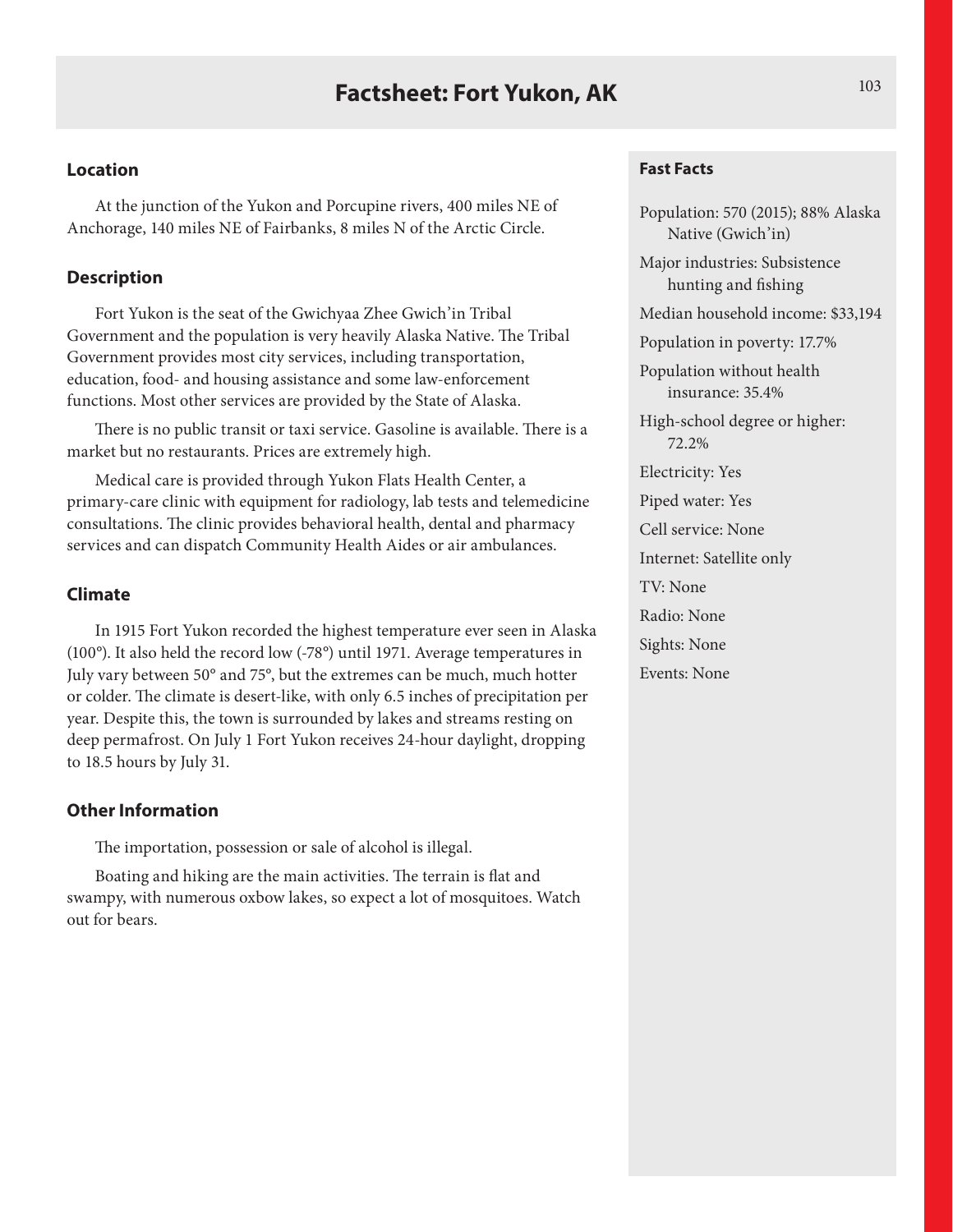# Factsheet: Fort Yukon, AK

## Location

At the junction of the Yukon and Porcupine rivers, 400 miles NE of Anchorage, 140 miles NE of Fairbanks, 8 miles N of the Arctic Circle.

## Description

Fort Yukon is the seat of the Gwichyaa Zhee Gwich'in Tribal Government and the population is very heavily Alaska Native. The Tribal Government provides most city services, including transportation, education, food- and housing assistance and some law-enforcement functions. Most other services are provided by the State of Alaska.

There is no public transit or taxi service. Gasoline is available. There is a market but no restaurants. Prices are extremely high.

Medical care is provided through Yukon Flats Health Center, a primary-care clinic with equipment for radiology, lab tests and telemedicine consultations. The clinic provides behavioral health, dental and pharmacy services and can dispatch Community Health Aides or air ambulances.

## Climate

In 1915 Fort Yukon recorded the highest temperature ever seen in Alaska (100°). It also held the record low (-78°) until 1971. Average temperatures in July vary between 50° and 75°, but the extremes can be much, much hotter or colder. The climate is desert-like, with only 6.5 inches of precipitation per year. Despite this, the town is surrounded by lakes and streams resting on deep permafrost. On July 1 Fort Yukon receives 24-hour daylight, dropping to 18.5 hours by July 31.

## Other Information

The importation, possession or sale of alcohol is illegal.

Boating and hiking are the main activities. The terrain is flat and swampy, with numerous oxbow lakes, so expect a lot of mosquitoes. Watch out for bears.

### Fast Facts

Population: 570 (2015); 88% Alaska Native (Gwich'in)

Major industries: Subsistence hunting and fishing

Median household income: $33,194

Population in poverty: 17.7%

Population without health insurance: 35.4%

High-school degree or higher: 72.2%

Electricity: Yes

Piped water: Yes

Cell service: None

Internet: Satellite only

TV: None

Radio: None

Sights: None

Events: None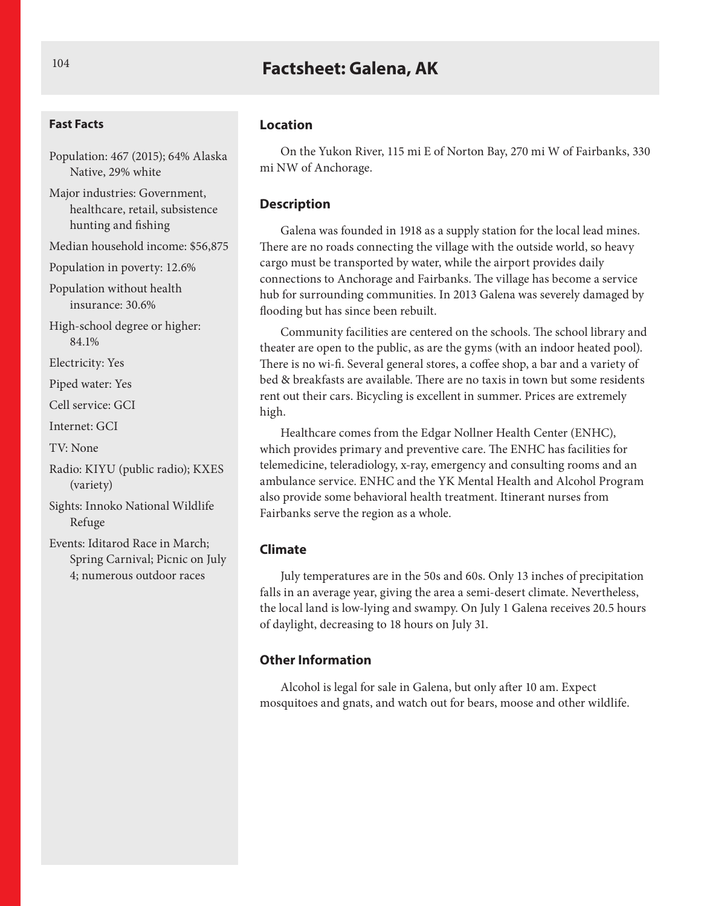# Factsheet: Galena, AK

### Fast Facts

Population: 467 (2015); 64% Alaska Native, 29% white

Major industries: Government, healthcare, retail, subsistence hunting and fishing

Median household income: $56,875

Population in poverty: 12.6%

Population without health insurance: 30.6%

High-school degree or higher: 84.1%

Electricity: Yes

Piped water: Yes

Cell service: GCI

Internet: GCI

TV: None

Radio: KIYU (public radio); KXES (variety)

Sights: Innoko National Wildlife Refuge

Events: Iditarod Race in March; Spring Carnival; Picnic on July 4; numerous outdoor races

### Location

On the Yukon River, 115 mi E of Norton Bay, 270 mi W of Fairbanks, 330 mi NW of Anchorage.

### Description

Galena was founded in 1918 as a supply station for the local lead mines. There are no roads connecting the village with the outside world, so heavy cargo must be transported by water, while the airport provides daily connections to Anchorage and Fairbanks. The village has become a service hub for surrounding communities. In 2013 Galena was severely damaged by flooding but has since been rebuilt.

Community facilities are centered on the schools. The school library and theater are open to the public, as are the gyms (with an indoor heated pool). There is no wi-fi. Several general stores, a coffee shop, a bar and a variety of bed & breakfasts are available. There are no taxis in town but some residents rent out their cars. Bicycling is excellent in summer. Prices are extremely high.

Healthcare comes from the Edgar Nollner Health Center (ENHC), which provides primary and preventive care. The ENHC has facilities for telemedicine, teleradiology, x-ray, emergency and consulting rooms and an ambulance service. ENHC and the YK Mental Health and Alcohol Program also provide some behavioral health treatment. Itinerant nurses from Fairbanks serve the region as a whole.

### Climate

July temperatures are in the 50s and 60s. Only 13 inches of precipitation falls in an average year, giving the area a semi-desert climate. Nevertheless, the local land is low-lying and swampy. On July 1 Galena receives 20.5 hours of daylight, decreasing to 18 hours on July 31.

### Other Information

Alcohol is legal for sale in Galena, but only after 10 am. Expect mosquitoes and gnats, and watch out for bears, moose and other wildlife.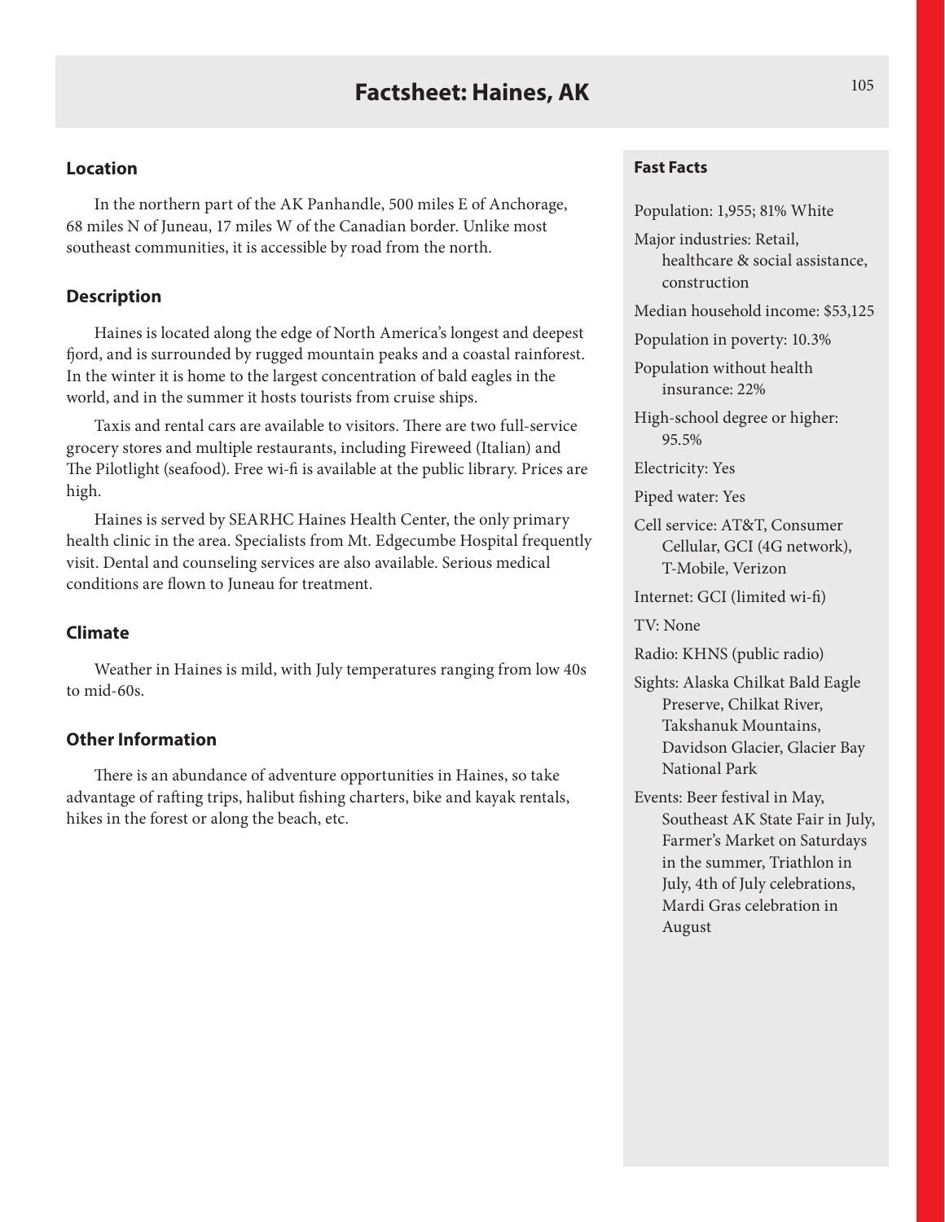# Factsheet: Haines, AK

## Location

In the northern part of the AK Panhandle, 500 miles E of Anchorage, 68 miles N of Juneau, 17 miles W of the Canadian border. Unlike most southeast communities, it is accessible by road from the north.

## Description

Haines is located along the edge of North America's longest and deepest fjord, and is surrounded by rugged mountain peaks and a coastal rainforest. In the winter it is home to the largest concentration of bald eagles in the world, and in the summer it hosts tourists from cruise ships.

Taxis and rental cars are available to visitors. There are two full-service grocery stores and multiple restaurants, including Fireweed (Italian) and The Pilotlight (seafood). Free wi-fi is available at the public library. Prices are high.

Haines is served by SEARHC Haines Health Center, the only primary health clinic in the area. Specialists from Mt. Edgecumbe Hospital frequently visit. Dental and counseling services are also available. Serious medical conditions are flown to Juneau for treatment.

## Climate

Weather in Haines is mild, with July temperatures ranging from low 40s to mid-60s.

## Other Information

There is an abundance of adventure opportunities in Haines, so take advantage of rafting trips, halibut fishing charters, bike and kayak rentals, hikes in the forest or along the beach, etc.

## Fast Facts

Population: 1,955; 81% White

Major industries: Retail, healthcare & social assistance, construction

Median household income: $53,125

Population in poverty: 10.3%

Population without health insurance: 22%

High-school degree or higher: 95.5%

Electricity: Yes

Piped water: Yes

Cell service: AT&T, Consumer Cellular, GCI (4G network), T-Mobile, Verizon

Internet: GCI (limited wi-fi)

TV: None

Radio: KHNS (public radio)

Sights: Alaska Chilkat Bald Eagle Preserve, Chilkat River, Takshanuk Mountains, Davidson Glacier, Glacier Bay National Park

Events: Beer festival in May, Southeast AK State Fair in July, Farmer's Market on Saturdays in the summer, Triathlon in July, 4th of July celebrations, Mardi Gras celebration in August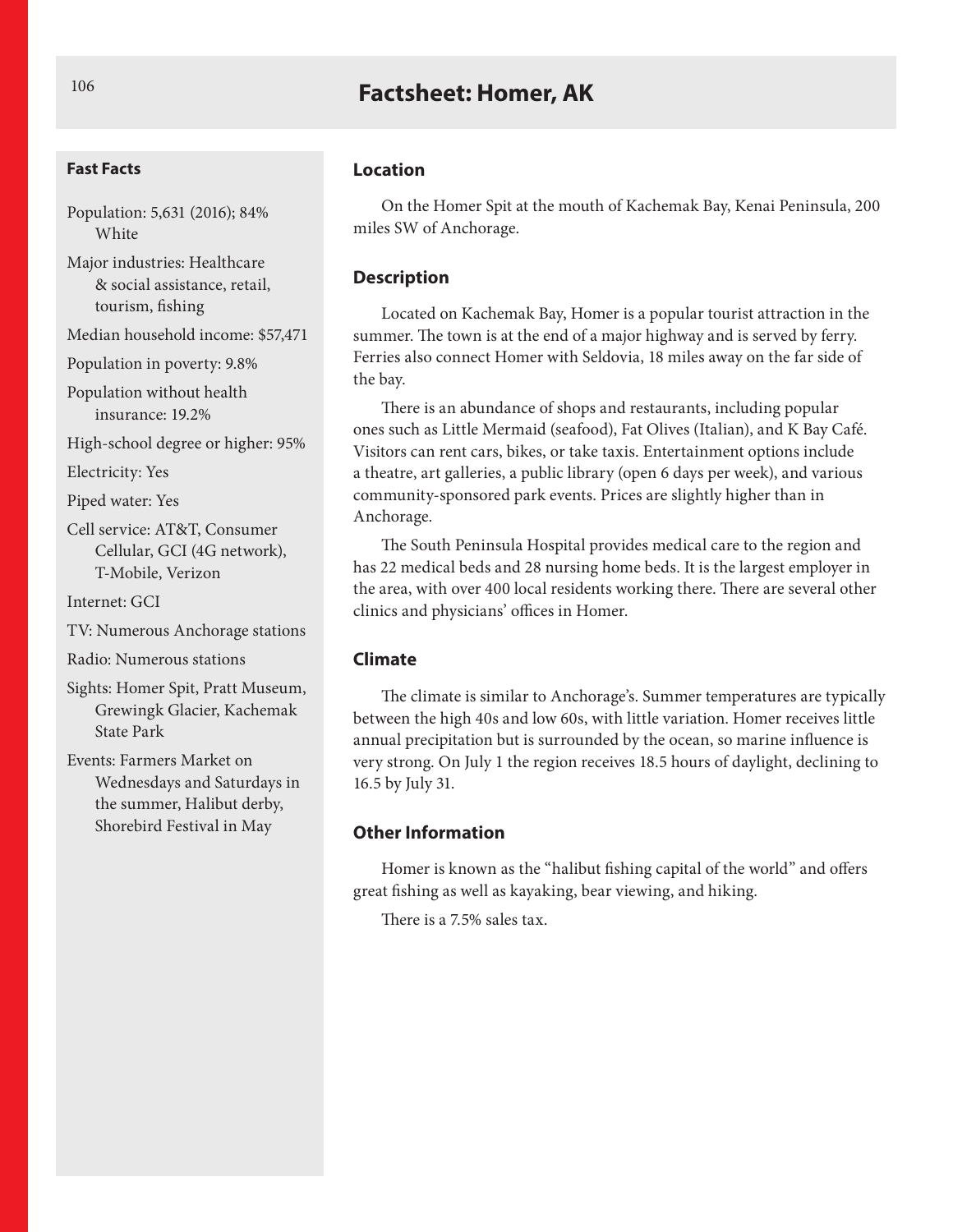# Factsheet: Homer, AK

### Fast Facts

Population: 5,631 (2016); 84% White

Major industries: Healthcare & social assistance, retail, tourism, fishing

Median household income: $57,471

Population in poverty: 9.8%

Population without health insurance: 19.2%

High-school degree or higher: 95%

Electricity: Yes

Piped water: Yes

Cell service: AT&T, Consumer Cellular, GCI (4G network), T-Mobile, Verizon

Internet: GCI

TV: Numerous Anchorage stations

Radio: Numerous stations

Sights: Homer Spit, Pratt Museum, Grewingk Glacier, Kachemak State Park

Events: Farmers Market on Wednesdays and Saturdays in the summer, Halibut derby, Shorebird Festival in May

### Location

On the Homer Spit at the mouth of Kachemak Bay, Kenai Peninsula, 200 miles SW of Anchorage.

### Description

Located on Kachemak Bay, Homer is a popular tourist attraction in the summer. The town is at the end of a major highway and is served by ferry. Ferries also connect Homer with Seldovia, 18 miles away on the far side of the bay.

There is an abundance of shops and restaurants, including popular ones such as Little Mermaid (seafood), Fat Olives (Italian), and K Bay Café. Visitors can rent cars, bikes, or take taxis. Entertainment options include a theatre, art galleries, a public library (open 6 days per week), and various community-sponsored park events. Prices are slightly higher than in Anchorage.

The South Peninsula Hospital provides medical care to the region and has 22 medical beds and 28 nursing home beds. It is the largest employer in the area, with over 400 local residents working there. There are several other clinics and physicians' offices in Homer.

### Climate

The climate is similar to Anchorage's. Summer temperatures are typically between the high 40s and low 60s, with little variation. Homer receives little annual precipitation but is surrounded by the ocean, so marine influence is very strong. On July 1 the region receives 18.5 hours of daylight, declining to 16.5 by July 31.

### Other Information

Homer is known as the "halibut fishing capital of the world" and offers great fishing as well as kayaking, bear viewing, and hiking.

There is a 7.5% sales tax.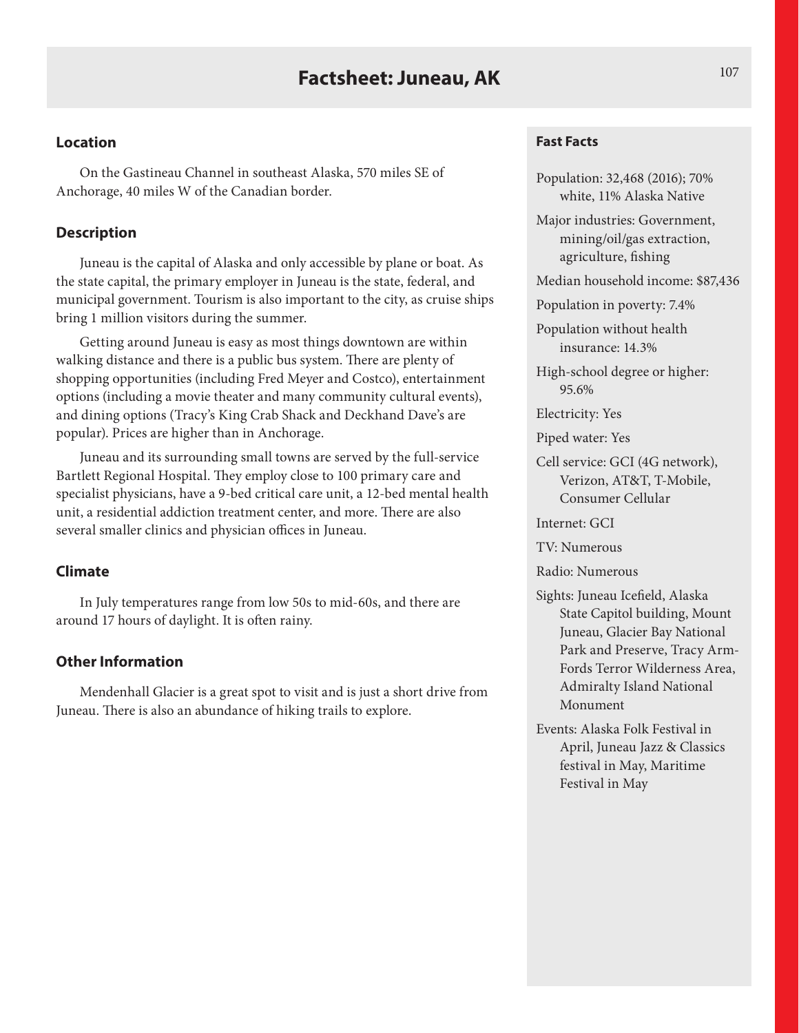# Factsheet: Juneau, AK

## Location

On the Gastineau Channel in southeast Alaska, 570 miles SE of Anchorage, 40 miles W of the Canadian border.

## Description

Juneau is the capital of Alaska and only accessible by plane or boat. As the state capital, the primary employer in Juneau is the state, federal, and municipal government. Tourism is also important to the city, as cruise ships bring 1 million visitors during the summer.

Getting around Juneau is easy as most things downtown are within walking distance and there is a public bus system. There are plenty of shopping opportunities (including Fred Meyer and Costco), entertainment options (including a movie theater and many community cultural events), and dining options (Tracy's King Crab Shack and Deckhand Dave's are popular). Prices are higher than in Anchorage.

Juneau and its surrounding small towns are served by the full-service Bartlett Regional Hospital. They employ close to 100 primary care and specialist physicians, have a 9-bed critical care unit, a 12-bed mental health unit, a residential addiction treatment center, and more. There are also several smaller clinics and physician offices in Juneau.

## Climate

In July temperatures range from low 50s to mid-60s, and there are around 17 hours of daylight. It is often rainy.

## Other Information

Mendenhall Glacier is a great spot to visit and is just a short drive from Juneau. There is also an abundance of hiking trails to explore.

### Fast Facts

Population: 32,468 (2016); 70% white, 11% Alaska Native

Major industries: Government, mining/oil/gas extraction, agriculture, fishing

Median household income: $87,436

Population in poverty: 7.4%

Population without health insurance: 14.3%

High-school degree or higher: 95.6%

Electricity: Yes

Piped water: Yes

Cell service: GCI (4G network), Verizon, AT&T, T-Mobile, Consumer Cellular

Internet: GCI

TV: Numerous

Radio: Numerous

Sights: Juneau Icefield, Alaska State Capitol building, Mount Juneau, Glacier Bay National Park and Preserve, Tracy Arm-Fords Terror Wilderness Area, Admiralty Island National Monument

Events: Alaska Folk Festival in April, Juneau Jazz & Classics festival in May, Maritime Festival in May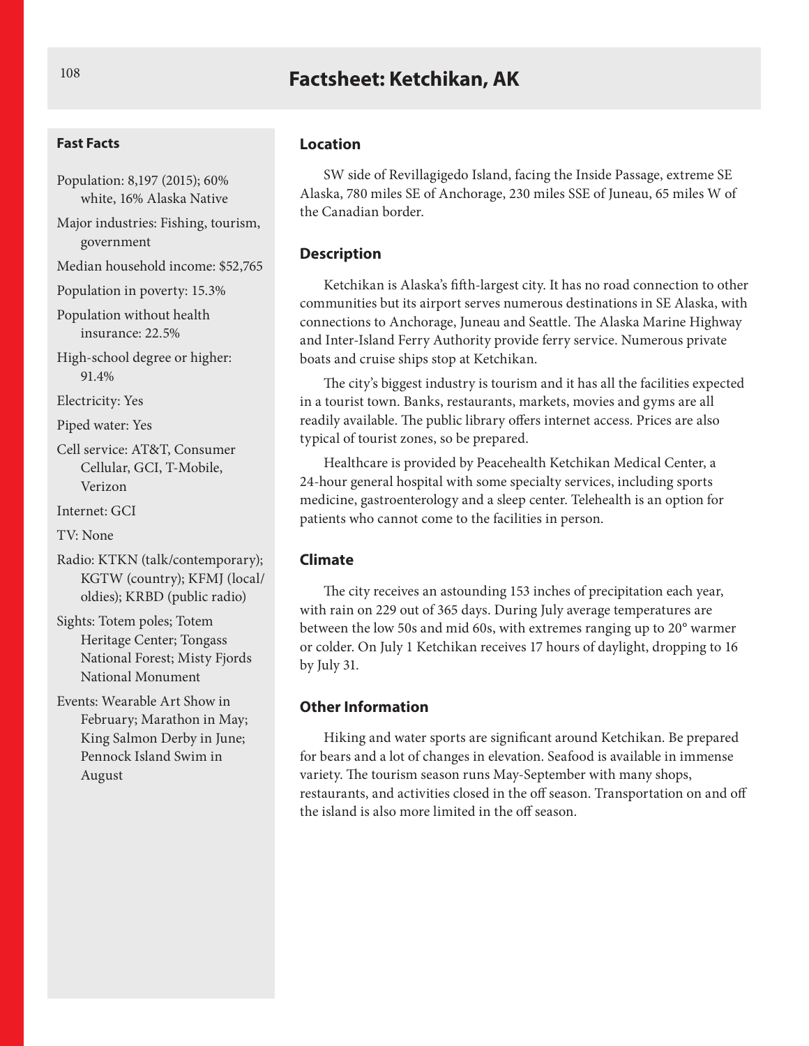# Factsheet: Ketchikan, AK

### Fast Facts

Population: 8,197 (2015); 60% white, 16% Alaska Native

Major industries: Fishing, tourism, government

Median household income: $52,765

Population in poverty: 15.3%

Population without health insurance: 22.5%

High-school degree or higher: 91.4%

Electricity: Yes

Piped water: Yes

Cell service: AT&T, Consumer Cellular, GCI, T-Mobile, Verizon

Internet: GCI

TV: None

Radio: KTKN (talk/contemporary); KGTW (country); KFMJ (local/oldies); KRBD (public radio)

Sights: Totem poles; Totem Heritage Center; Tongass National Forest; Misty Fjords National Monument

Events: Wearable Art Show in February; Marathon in May; King Salmon Derby in June; Pennock Island Swim in August

### Location

SW side of Revillagigedo Island, facing the Inside Passage, extreme SE Alaska, 780 miles SE of Anchorage, 230 miles SSE of Juneau, 65 miles W of the Canadian border.

### Description

Ketchikan is Alaska's fifth-largest city. It has no road connection to other communities but its airport serves numerous destinations in SE Alaska, with connections to Anchorage, Juneau and Seattle. The Alaska Marine Highway and Inter-Island Ferry Authority provide ferry service. Numerous private boats and cruise ships stop at Ketchikan.

The city's biggest industry is tourism and it has all the facilities expected in a tourist town. Banks, restaurants, markets, movies and gyms are all readily available. The public library offers internet access. Prices are also typical of tourist zones, so be prepared.

Healthcare is provided by Peacehealth Ketchikan Medical Center, a 24-hour general hospital with some specialty services, including sports medicine, gastroenterology and a sleep center. Telehealth is an option for patients who cannot come to the facilities in person.

### Climate

The city receives an astounding 153 inches of precipitation each year, with rain on 229 out of 365 days. During July average temperatures are between the low 50s and mid 60s, with extremes ranging up to 20° warmer or colder. On July 1 Ketchikan receives 17 hours of daylight, dropping to 16 by July 31.

### Other Information

Hiking and water sports are significant around Ketchikan. Be prepared for bears and a lot of changes in elevation. Seafood is available in immense variety. The tourism season runs May-September with many shops, restaurants, and activities closed in the off season. Transportation on and off the island is also more limited in the off season.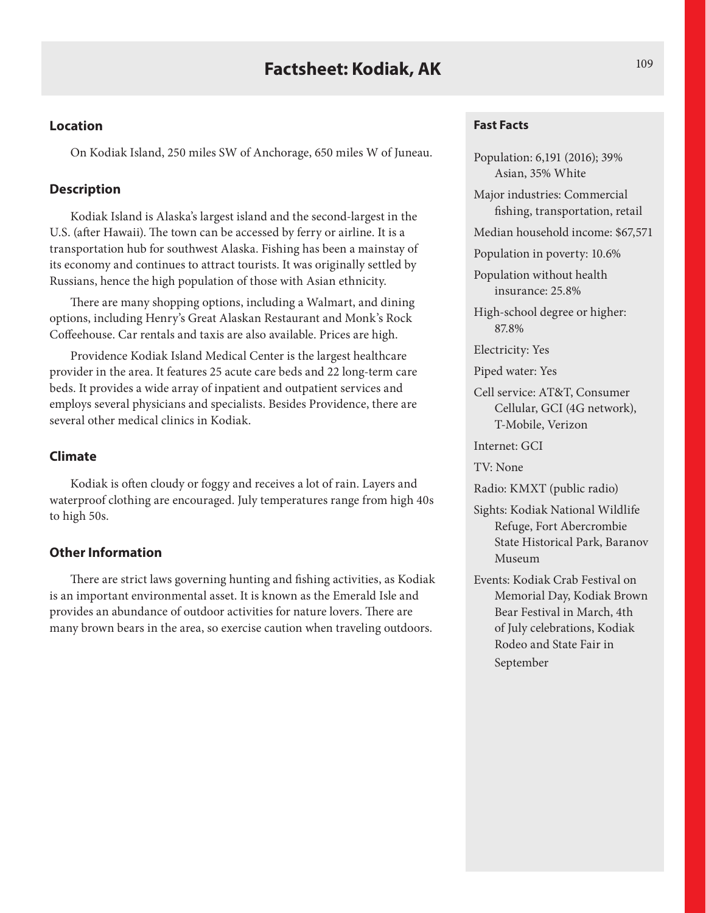# Factsheet: Kodiak, AK

## Location

On Kodiak Island, 250 miles SW of Anchorage, 650 miles W of Juneau.

## Description

Kodiak Island is Alaska's largest island and the second-largest in the U.S. (after Hawaii). The town can be accessed by ferry or airline. It is a transportation hub for southwest Alaska. Fishing has been a mainstay of its economy and continues to attract tourists. It was originally settled by Russians, hence the high population of those with Asian ethnicity.

There are many shopping options, including a Walmart, and dining options, including Henry's Great Alaskan Restaurant and Monk's Rock Coffeehouse. Car rentals and taxis are also available. Prices are high.

Providence Kodiak Island Medical Center is the largest healthcare provider in the area. It features 25 acute care beds and 22 long-term care beds. It provides a wide array of inpatient and outpatient services and employs several physicians and specialists. Besides Providence, there are several other medical clinics in Kodiak.

## Climate

Kodiak is often cloudy or foggy and receives a lot of rain. Layers and waterproof clothing are encouraged. July temperatures range from high 40s to high 50s.

## Other Information

There are strict laws governing hunting and fishing activities, as Kodiak is an important environmental asset. It is known as the Emerald Isle and provides an abundance of outdoor activities for nature lovers. There are many brown bears in the area, so exercise caution when traveling outdoors.

## Fast Facts

Population: 6,191 (2016); 39% Asian, 35% White

Major industries: Commercial fishing, transportation, retail

Median household income: $67,571

Population in poverty: 10.6%

Population without health insurance: 25.8%

High-school degree or higher: 87.8%

Electricity: Yes

Piped water: Yes

Cell service: AT&T, Consumer Cellular, GCI (4G network), T-Mobile, Verizon

Internet: GCI

TV: None

Radio: KMXT (public radio)

Sights: Kodiak National Wildlife Refuge, Fort Abercrombie State Historical Park, Baranov Museum

Events: Kodiak Crab Festival on Memorial Day, Kodiak Brown Bear Festival in March, 4th of July celebrations, Kodiak Rodeo and State Fair in September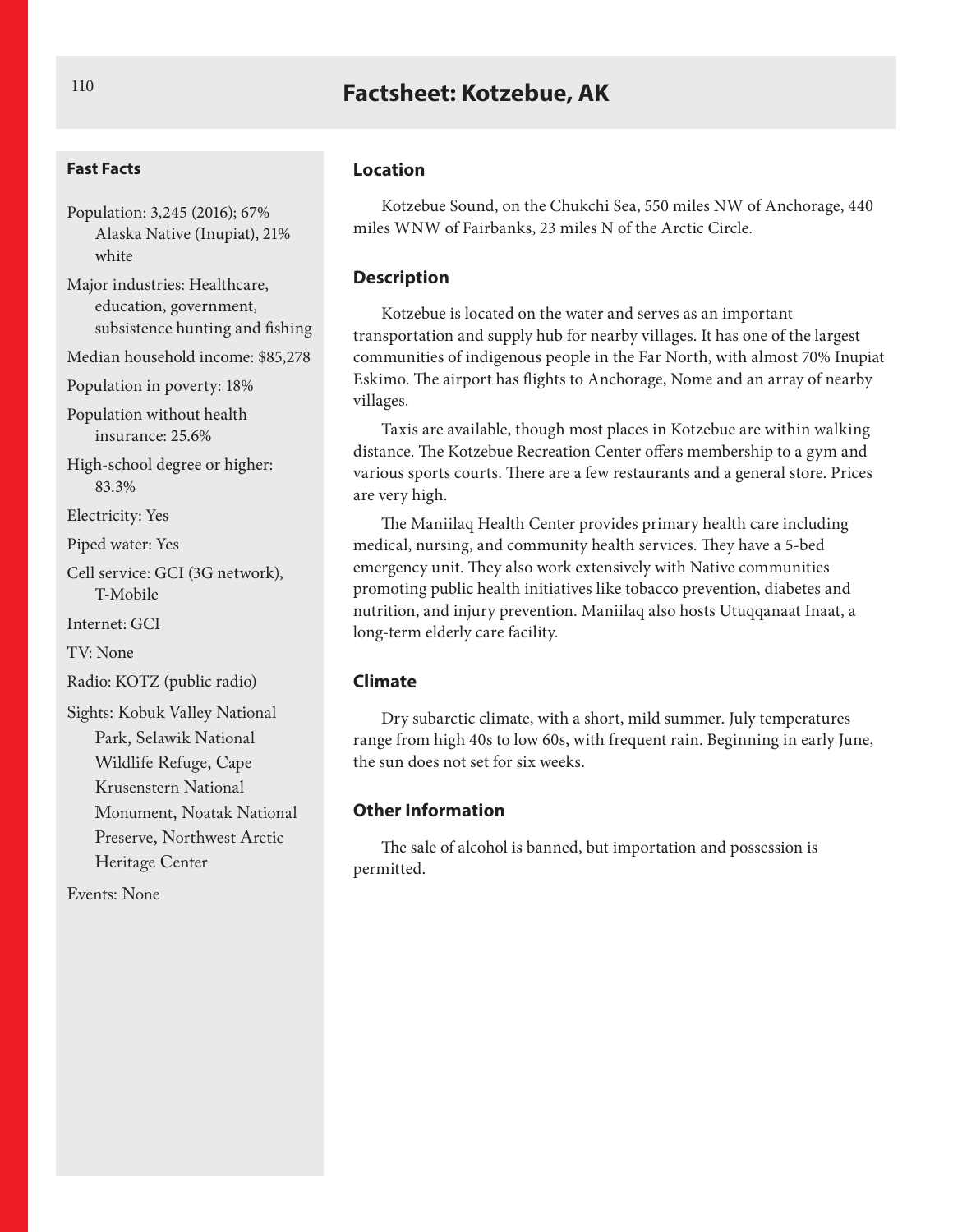# Factsheet: Kotzebue, AK

### Fast Facts

- Population: 3,245 (2016); 67% Alaska Native (Inupiat), 21% white
- Major industries: Healthcare, education, government, subsistence hunting and fishing
- Median household income: $85,278
- Population in poverty: 18%
- Population without health insurance: 25.6%
- High-school degree or higher: 83.3%
- Electricity: Yes
- Piped water: Yes
- Cell service: GCI (3G network), T-Mobile
- Internet: GCI
- TV: None
- Radio: KOTZ (public radio)
- Sights: Kobuk Valley National Park, Selawik National Wildlife Refuge, Cape Krusenstern National Monument, Noatak National Preserve, Northwest Arctic Heritage Center
- Events: None

### Location

Kotzebue Sound, on the Chukchi Sea, 550 miles NW of Anchorage, 440 miles WNW of Fairbanks, 23 miles N of the Arctic Circle.

### Description

Kotzebue is located on the water and serves as an important transportation and supply hub for nearby villages. It has one of the largest communities of indigenous people in the Far North, with almost 70% Inupiat Eskimo. The airport has flights to Anchorage, Nome and an array of nearby villages.

Taxis are available, though most places in Kotzebue are within walking distance. The Kotzebue Recreation Center offers membership to a gym and various sports courts. There are a few restaurants and a general store. Prices are very high.

The Maniilaq Health Center provides primary health care including medical, nursing, and community health services. They have a 5-bed emergency unit. They also work extensively with Native communities promoting public health initiatives like tobacco prevention, diabetes and nutrition, and injury prevention. Maniilaq also hosts Utuqqanaat Inaat, a long-term elderly care facility.

### Climate

Dry subarctic climate, with a short, mild summer. July temperatures range from high 40s to low 60s, with frequent rain. Beginning in early June, the sun does not set for six weeks.

### Other Information

The sale of alcohol is banned, but importation and possession is permitted.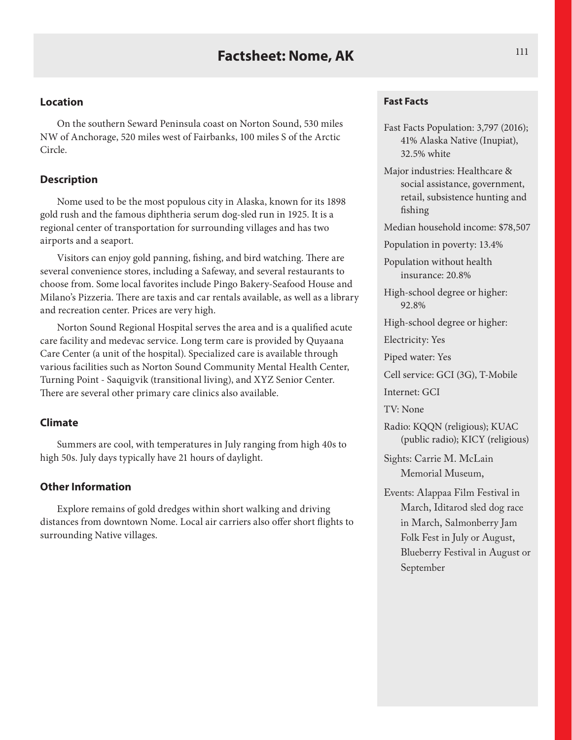# Factsheet: Nome, AK

## Location

On the southern Seward Peninsula coast on Norton Sound, 530 miles NW of Anchorage, 520 miles west of Fairbanks, 100 miles S of the Arctic Circle.

## Description

Nome used to be the most populous city in Alaska, known for its 1898 gold rush and the famous diphtheria serum dog-sled run in 1925. It is a regional center of transportation for surrounding villages and has two airports and a seaport.

Visitors can enjoy gold panning, fishing, and bird watching. There are several convenience stores, including a Safeway, and several restaurants to choose from. Some local favorites include Pingo Bakery-Seafood House and Milano's Pizzeria. There are taxis and car rentals available, as well as a library and recreation center. Prices are very high.

Norton Sound Regional Hospital serves the area and is a qualified acute care facility and medevac service. Long term care is provided by Quyaana Care Center (a unit of the hospital). Specialized care is available through various facilities such as Norton Sound Community Mental Health Center, Turning Point - Saquigvik (transitional living), and XYZ Senior Center. There are several other primary care clinics also available.

## Climate

Summers are cool, with temperatures in July ranging from high 40s to high 50s. July days typically have 21 hours of daylight.

## Other Information

Explore remains of gold dredges within short walking and driving distances from downtown Nome. Local air carriers also offer short flights to surrounding Native villages.

## Fast Facts

Fast Facts Population: 3,797 (2016); 41% Alaska Native (Inupiat), 32.5% white

Major industries: Healthcare & social assistance, government, retail, subsistence hunting and fishing

Median household income: $78,507

Population in poverty: 13.4%

Population without health insurance: 20.8%

High-school degree or higher: 92.8%

High-school degree or higher:

Electricity: Yes

Piped water: Yes

Cell service: GCI (3G), T-Mobile

Internet: GCI

TV: None

Radio: KQQN (religious); KUAC (public radio); KICY (religious)

Sights: Carrie M. McLain Memorial Museum,

Events: Alappaa Film Festival in March, Iditarod sled dog race in March, Salmonberry Jam Folk Fest in July or August, Blueberry Festival in August or September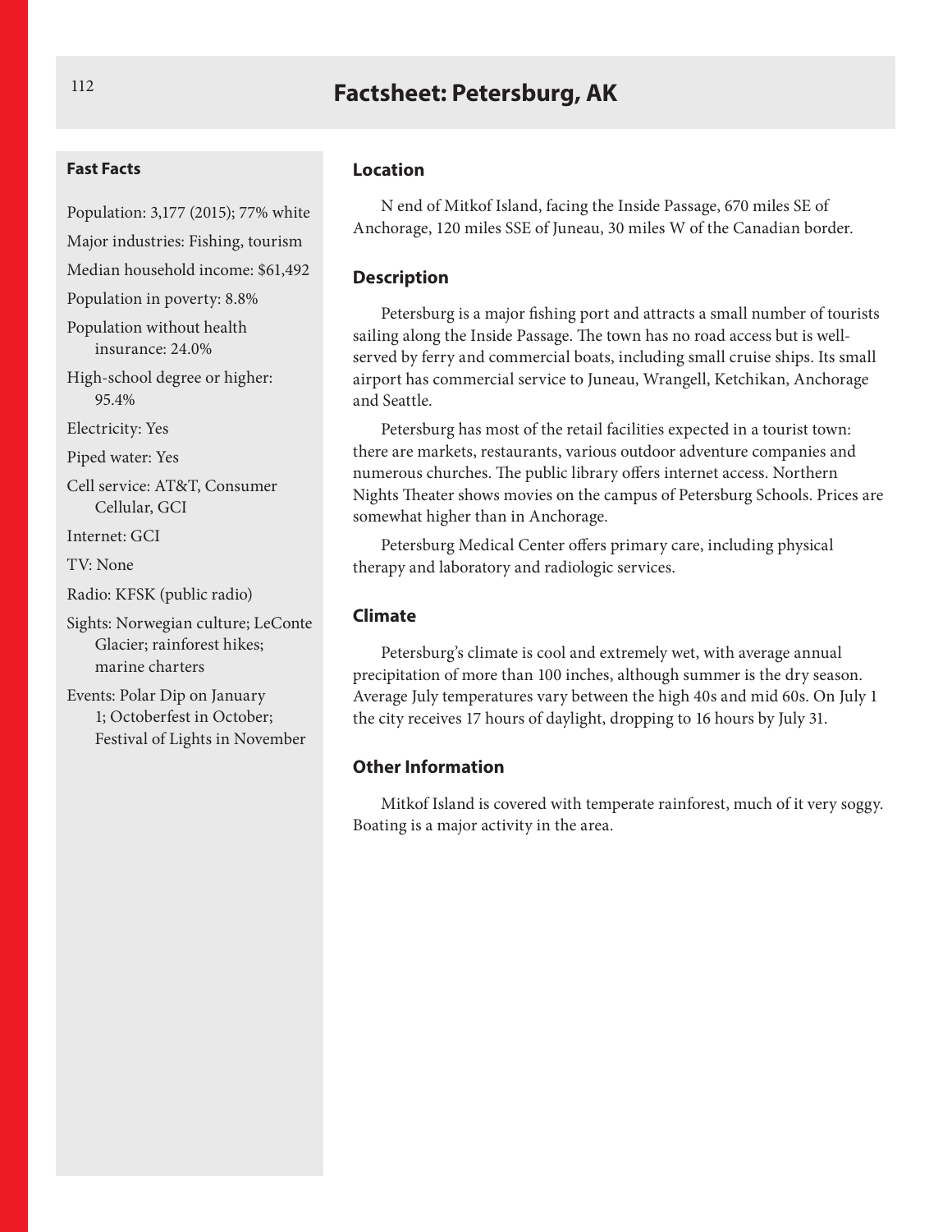# Factsheet: Petersburg, AK

### Fast Facts

Population: 3,177 (2015); 77% white

Major industries: Fishing, tourism

Median household income: $61,492

Population in poverty: 8.8%

Population without health insurance: 24.0%

High-school degree or higher: 95.4%

Electricity: Yes

Piped water: Yes

Cell service: AT&T, Consumer Cellular, GCI

Internet: GCI

TV: None

Radio: KFSK (public radio)

Sights: Norwegian culture; LeConte Glacier; rainforest hikes; marine charters

Events: Polar Dip on January 1; Octoberfest in October; Festival of Lights in November

### Location

N end of Mitkof Island, facing the Inside Passage, 670 miles SE of Anchorage, 120 miles SSE of Juneau, 30 miles W of the Canadian border.

### Description

Petersburg is a major fishing port and attracts a small number of tourists sailing along the Inside Passage. The town has no road access but is well-served by ferry and commercial boats, including small cruise ships. Its small airport has commercial service to Juneau, Wrangell, Ketchikan, Anchorage and Seattle.

Petersburg has most of the retail facilities expected in a tourist town: there are markets, restaurants, various outdoor adventure companies and numerous churches. The public library offers internet access. Northern Nights Theater shows movies on the campus of Petersburg Schools. Prices are somewhat higher than in Anchorage.

Petersburg Medical Center offers primary care, including physical therapy and laboratory and radiologic services.

### Climate

Petersburg's climate is cool and extremely wet, with average annual precipitation of more than 100 inches, although summer is the dry season. Average July temperatures vary between the high 40s and mid 60s. On July 1 the city receives 17 hours of daylight, dropping to 16 hours by July 31.

### Other Information

Mitkof Island is covered with temperate rainforest, much of it very soggy. Boating is a major activity in the area.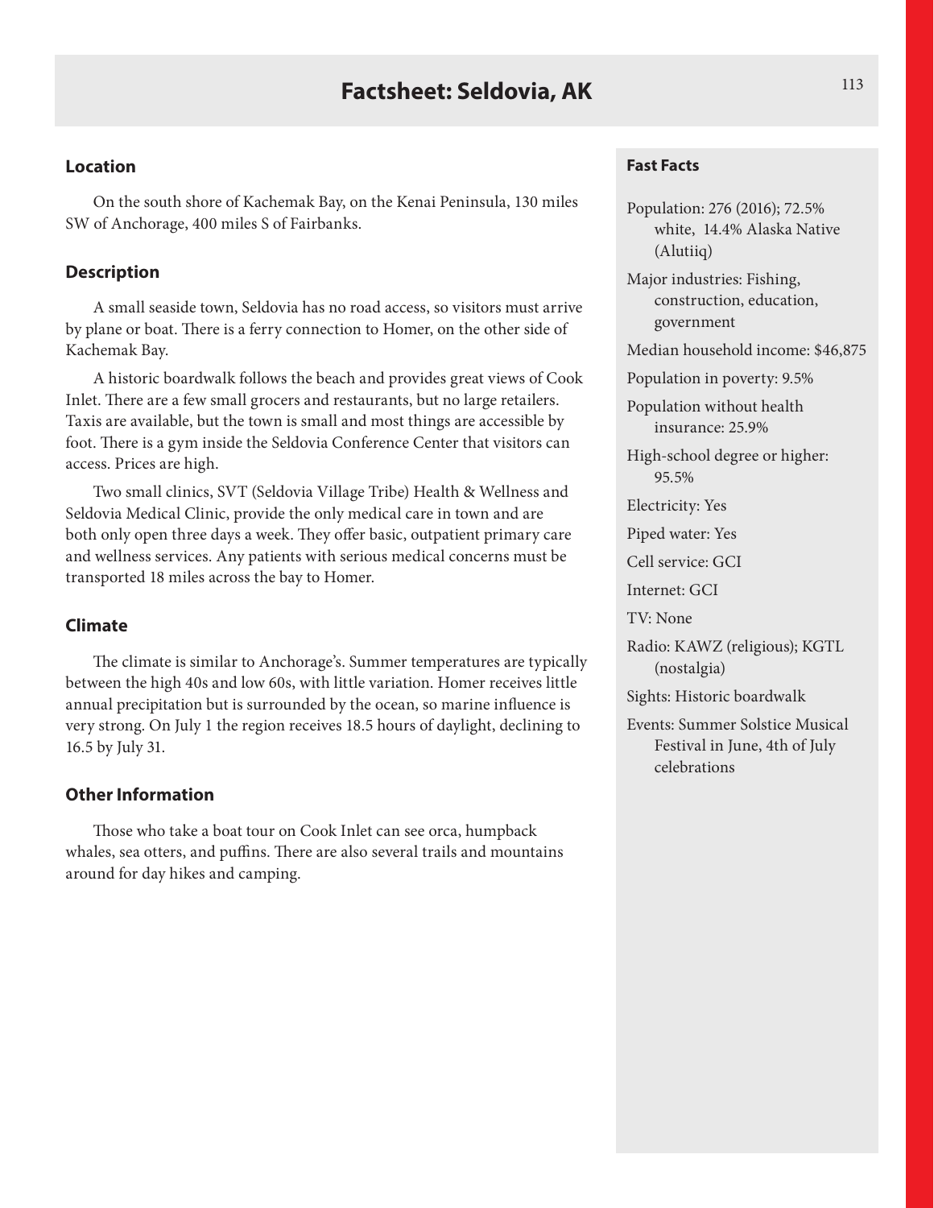# Factsheet: Seldovia, AK

## Location

On the south shore of Kachemak Bay, on the Kenai Peninsula, 130 miles SW of Anchorage, 400 miles S of Fairbanks.

## Description

A small seaside town, Seldovia has no road access, so visitors must arrive by plane or boat. There is a ferry connection to Homer, on the other side of Kachemak Bay.

A historic boardwalk follows the beach and provides great views of Cook Inlet. There are a few small grocers and restaurants, but no large retailers. Taxis are available, but the town is small and most things are accessible by foot. There is a gym inside the Seldovia Conference Center that visitors can access. Prices are high.

Two small clinics, SVT (Seldovia Village Tribe) Health & Wellness and Seldovia Medical Clinic, provide the only medical care in town and are both only open three days a week. They offer basic, outpatient primary care and wellness services. Any patients with serious medical concerns must be transported 18 miles across the bay to Homer.

## Climate

The climate is similar to Anchorage's. Summer temperatures are typically between the high 40s and low 60s, with little variation. Homer receives little annual precipitation but is surrounded by the ocean, so marine influence is very strong. On July 1 the region receives 18.5 hours of daylight, declining to 16.5 by July 31.

## Other Information

Those who take a boat tour on Cook Inlet can see orca, humpback whales, sea otters, and puffins. There are also several trails and mountains around for day hikes and camping.

## Fast Facts

Population: 276 (2016); 72.5% white, 14.4% Alaska Native (Alutiiq)

Major industries: Fishing, construction, education, government

Median household income: $46,875

Population in poverty: 9.5%

Population without health insurance: 25.9%

High-school degree or higher: 95.5%

Electricity: Yes

Piped water: Yes

Cell service: GCI

Internet: GCI

TV: None

Radio: KAWZ (religious); KGTL (nostalgia)

Sights: Historic boardwalk

Events: Summer Solstice Musical Festival in June, 4th of July celebrations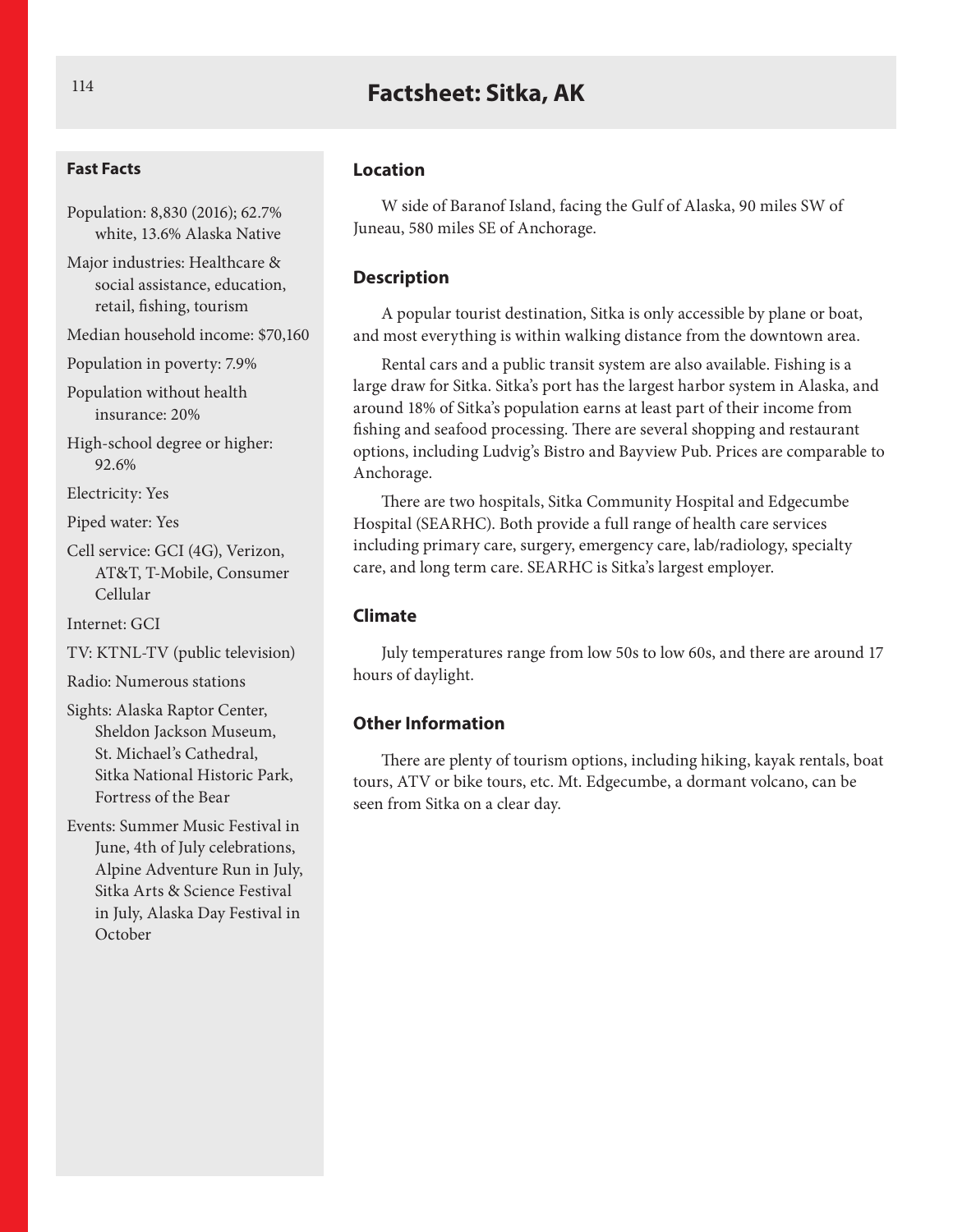# Factsheet: Sitka, AK

### Fast Facts

Population: 8,830 (2016); 62.7% white, 13.6% Alaska Native

Major industries: Healthcare & social assistance, education, retail, fishing, tourism

Median household income: $70,160

Population in poverty: 7.9%

Population without health insurance: 20%

High-school degree or higher: 92.6%

Electricity: Yes

Piped water: Yes

Cell service: GCI (4G), Verizon, AT&T, T-Mobile, Consumer Cellular

Internet: GCI

TV: KTNL-TV (public television)

Radio: Numerous stations

Sights: Alaska Raptor Center, Sheldon Jackson Museum, St. Michael's Cathedral, Sitka National Historic Park, Fortress of the Bear

Events: Summer Music Festival in June, 4th of July celebrations, Alpine Adventure Run in July, Sitka Arts & Science Festival in July, Alaska Day Festival in October

### Location

W side of Baranof Island, facing the Gulf of Alaska, 90 miles SW of Juneau, 580 miles SE of Anchorage.

### Description

A popular tourist destination, Sitka is only accessible by plane or boat, and most everything is within walking distance from the downtown area.

Rental cars and a public transit system are also available. Fishing is a large draw for Sitka. Sitka's port has the largest harbor system in Alaska, and around 18% of Sitka's population earns at least part of their income from fishing and seafood processing. There are several shopping and restaurant options, including Ludvig's Bistro and Bayview Pub. Prices are comparable to Anchorage.

There are two hospitals, Sitka Community Hospital and Edgecumbe Hospital (SEARHC). Both provide a full range of health care services including primary care, surgery, emergency care, lab/radiology, specialty care, and long term care. SEARHC is Sitka's largest employer.

### Climate

July temperatures range from low 50s to low 60s, and there are around 17 hours of daylight.

### Other Information

There are plenty of tourism options, including hiking, kayak rentals, boat tours, ATV or bike tours, etc. Mt. Edgecumbe, a dormant volcano, can be seen from Sitka on a clear day.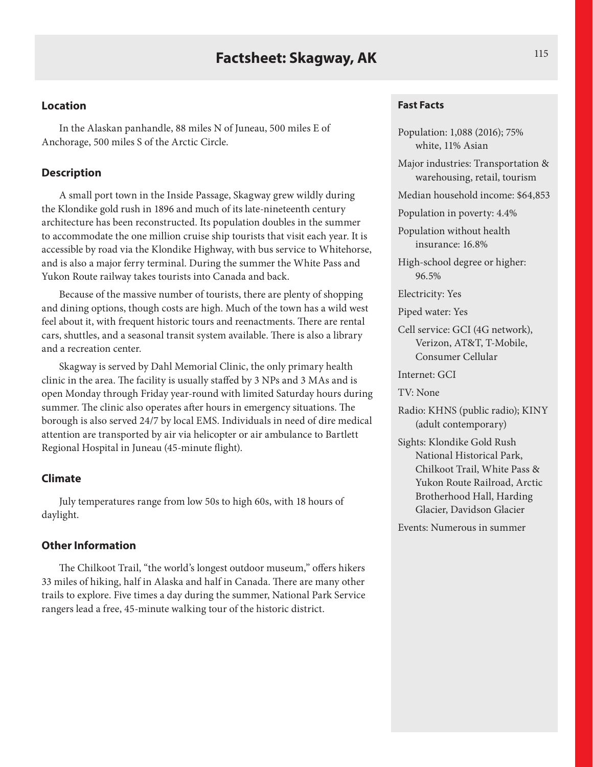# Factsheet: Skagway, AK

## Location

In the Alaskan panhandle, 88 miles N of Juneau, 500 miles E of Anchorage, 500 miles S of the Arctic Circle.

## Description

A small port town in the Inside Passage, Skagway grew wildly during the Klondike gold rush in 1896 and much of its late-nineteenth century architecture has been reconstructed. Its population doubles in the summer to accommodate the one million cruise ship tourists that visit each year. It is accessible by road via the Klondike Highway, with bus service to Whitehorse, and is also a major ferry terminal. During the summer the White Pass and Yukon Route railway takes tourists into Canada and back.

Because of the massive number of tourists, there are plenty of shopping and dining options, though costs are high. Much of the town has a wild west feel about it, with frequent historic tours and reenactments. There are rental cars, shuttles, and a seasonal transit system available. There is also a library and a recreation center.

Skagway is served by Dahl Memorial Clinic, the only primary health clinic in the area. The facility is usually staffed by 3 NPs and 3 MAs and is open Monday through Friday year-round with limited Saturday hours during summer. The clinic also operates after hours in emergency situations. The borough is also served 24/7 by local EMS. Individuals in need of dire medical attention are transported by air via helicopter or air ambulance to Bartlett Regional Hospital in Juneau (45-minute flight).

## Climate

July temperatures range from low 50s to high 60s, with 18 hours of daylight.

## Other Information

The Chilkoot Trail, "the world's longest outdoor museum," offers hikers 33 miles of hiking, half in Alaska and half in Canada. There are many other trails to explore. Five times a day during the summer, National Park Service rangers lead a free, 45-minute walking tour of the historic district.

### Fast Facts

Population: 1,088 (2016); 75% white, 11% Asian

Major industries: Transportation & warehousing, retail, tourism

Median household income: $64,853

Population in poverty: 4.4%

Population without health insurance: 16.8%

High-school degree or higher: 96.5%

Electricity: Yes

Piped water: Yes

Cell service: GCI (4G network), Verizon, AT&T, T-Mobile, Consumer Cellular

Internet: GCI

TV: None

Radio: KHNS (public radio); KINY (adult contemporary)

Sights: Klondike Gold Rush National Historical Park, Chilkoot Trail, White Pass & Yukon Route Railroad, Arctic Brotherhood Hall, Harding Glacier, Davidson Glacier

Events: Numerous in summer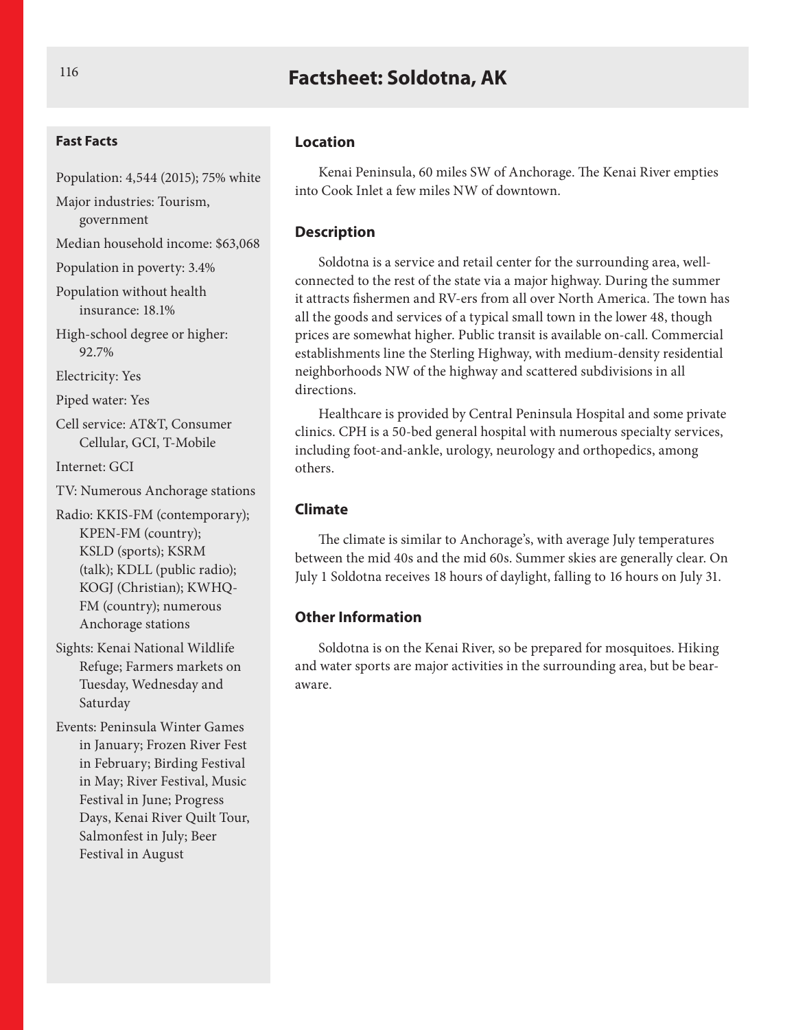# Factsheet: Soldotna, AK

### Fast Facts

Population: 4,544 (2015); 75% white

Major industries: Tourism, government

Median household income: $63,068

Population in poverty: 3.4%

Population without health insurance: 18.1%

High-school degree or higher: 92.7%

Electricity: Yes

Piped water: Yes

Cell service: AT&T, Consumer Cellular, GCI, T-Mobile

Internet: GCI

TV: Numerous Anchorage stations

Radio: KKIS-FM (contemporary); KPEN-FM (country); KSLD (sports); KSRM (talk); KDLL (public radio); KOGJ (Christian); KWHQ-FM (country); numerous Anchorage stations

Sights: Kenai National Wildlife Refuge; Farmers markets on Tuesday, Wednesday and Saturday

Events: Peninsula Winter Games in January; Frozen River Fest in February; Birding Festival in May; River Festival, Music Festival in June; Progress Days, Kenai River Quilt Tour, Salmonfest in July; Beer Festival in August

## Location

Kenai Peninsula, 60 miles SW of Anchorage. The Kenai River empties into Cook Inlet a few miles NW of downtown.

## Description

Soldotna is a service and retail center for the surrounding area, well-connected to the rest of the state via a major highway. During the summer it attracts fishermen and RV-ers from all over North America. The town has all the goods and services of a typical small town in the lower 48, though prices are somewhat higher. Public transit is available on-call. Commercial establishments line the Sterling Highway, with medium-density residential neighborhoods NW of the highway and scattered subdivisions in all directions.

Healthcare is provided by Central Peninsula Hospital and some private clinics. CPH is a 50-bed general hospital with numerous specialty services, including foot-and-ankle, urology, neurology and orthopedics, among others.

## Climate

The climate is similar to Anchorage's, with average July temperatures between the mid 40s and the mid 60s. Summer skies are generally clear. On July 1 Soldotna receives 18 hours of daylight, falling to 16 hours on July 31.

## Other Information

Soldotna is on the Kenai River, so be prepared for mosquitoes. Hiking and water sports are major activities in the surrounding area, but be bear-aware.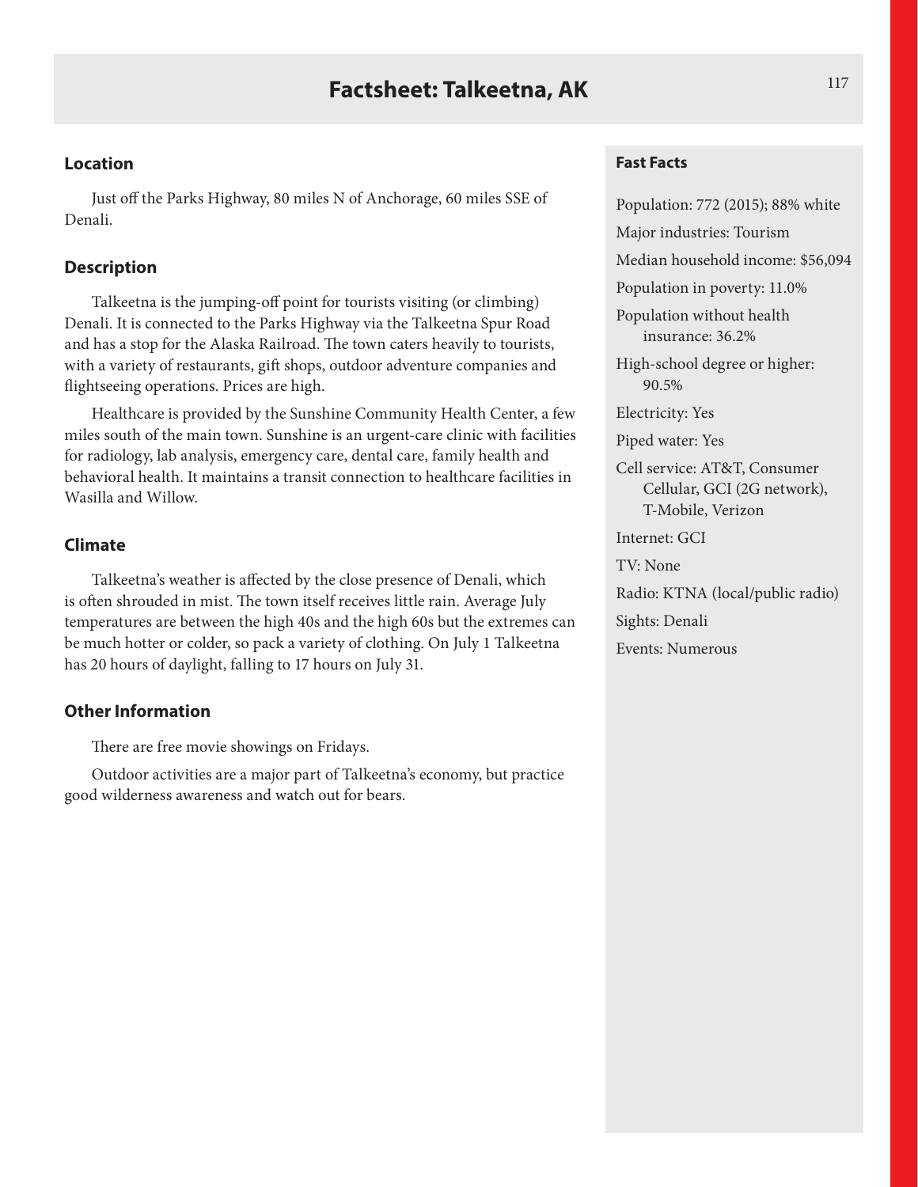# Factsheet: Talkeetna, AK

## Location

Just off the Parks Highway, 80 miles N of Anchorage, 60 miles SSE of Denali.

## Description

Talkeetna is the jumping-off point for tourists visiting (or climbing) Denali. It is connected to the Parks Highway via the Talkeetna Spur Road and has a stop for the Alaska Railroad. The town caters heavily to tourists, with a variety of restaurants, gift shops, outdoor adventure companies and flightseeing operations. Prices are high.

Healthcare is provided by the Sunshine Community Health Center, a few miles south of the main town. Sunshine is an urgent-care clinic with facilities for radiology, lab analysis, emergency care, dental care, family health and behavioral health. It maintains a transit connection to healthcare facilities in Wasilla and Willow.

## Climate

Talkeetna's weather is affected by the close presence of Denali, which is often shrouded in mist. The town itself receives little rain. Average July temperatures are between the high 40s and the high 60s but the extremes can be much hotter or colder, so pack a variety of clothing. On July 1 Talkeetna has 20 hours of daylight, falling to 17 hours on July 31.

## Other Information

There are free movie showings on Fridays.

Outdoor activities are a major part of Talkeetna's economy, but practice good wilderness awareness and watch out for bears.

## Fast Facts

Population: 772 (2015); 88% white

Major industries: Tourism

Median household income: $56,094

Population in poverty: 11.0%

Population without health insurance: 36.2%

High-school degree or higher: 90.5%

Electricity: Yes

Piped water: Yes

Cell service: AT&T, Consumer Cellular, GCI (2G network), T-Mobile, Verizon

Internet: GCI

TV: None

Radio: KTNA (local/public radio)

Sights: Denali

Events: Numerous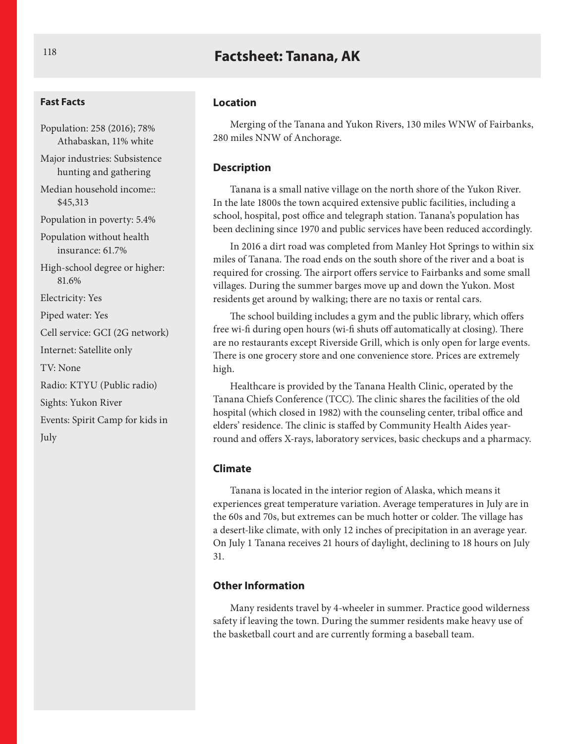# Factsheet: Tanana, AK

### Fast Facts

Population: 258 (2016); 78% Athabaskan, 11% white

Major industries: Subsistence hunting and gathering

Median household income:: $45,313

Population in poverty: 5.4%

Population without health insurance: 61.7%

High-school degree or higher: 81.6%

Electricity: Yes

Piped water: Yes

Cell service: GCI (2G network)

Internet: Satellite only

TV: None

Radio: KTYU (Public radio)

Sights: Yukon River

Events: Spirit Camp for kids in July

### Location

Merging of the Tanana and Yukon Rivers, 130 miles WNW of Fairbanks, 280 miles NNW of Anchorage.

### Description

Tanana is a small native village on the north shore of the Yukon River. In the late 1800s the town acquired extensive public facilities, including a school, hospital, post office and telegraph station. Tanana's population has been declining since 1970 and public services have been reduced accordingly.

In 2016 a dirt road was completed from Manley Hot Springs to within six miles of Tanana. The road ends on the south shore of the river and a boat is required for crossing. The airport offers service to Fairbanks and some small villages. During the summer barges move up and down the Yukon. Most residents get around by walking; there are no taxis or rental cars.

The school building includes a gym and the public library, which offers free wi-fi during open hours (wi-fi shuts off automatically at closing). There are no restaurants except Riverside Grill, which is only open for large events. There is one grocery store and one convenience store. Prices are extremely high.

Healthcare is provided by the Tanana Health Clinic, operated by the Tanana Chiefs Conference (TCC). The clinic shares the facilities of the old hospital (which closed in 1982) with the counseling center, tribal office and elders' residence. The clinic is staffed by Community Health Aides year-round and offers X-rays, laboratory services, basic checkups and a pharmacy.

### Climate

Tanana is located in the interior region of Alaska, which means it experiences great temperature variation. Average temperatures in July are in the 60s and 70s, but extremes can be much hotter or colder. The village has a desert-like climate, with only 12 inches of precipitation in an average year. On July 1 Tanana receives 21 hours of daylight, declining to 18 hours on July 31.

### Other Information

Many residents travel by 4-wheeler in summer. Practice good wilderness safety if leaving the town. During the summer residents make heavy use of the basketball court and are currently forming a baseball team.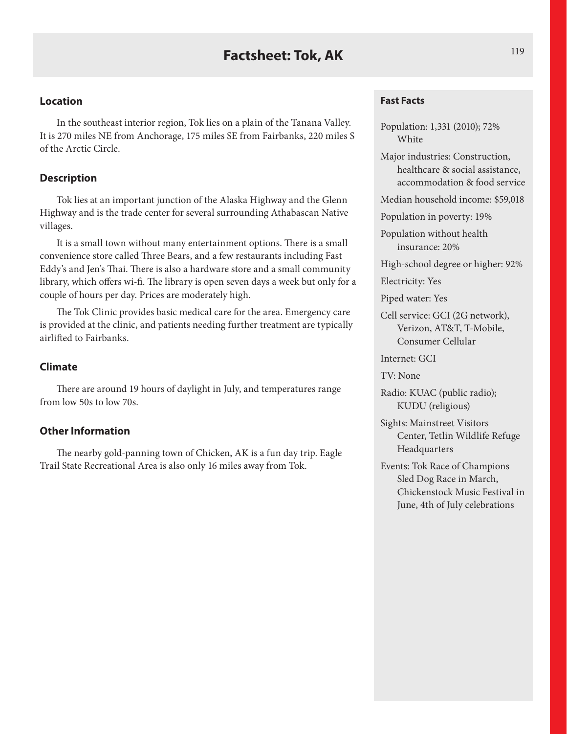# Factsheet: Tok, AK

## Location

In the southeast interior region, Tok lies on a plain of the Tanana Valley. It is 270 miles NE from Anchorage, 175 miles SE from Fairbanks, 220 miles S of the Arctic Circle.

## Description

Tok lies at an important junction of the Alaska Highway and the Glenn Highway and is the trade center for several surrounding Athabascan Native villages.

It is a small town without many entertainment options. There is a small convenience store called Three Bears, and a few restaurants including Fast Eddy's and Jen's Thai. There is also a hardware store and a small community library, which offers wi-fi. The library is open seven days a week but only for a couple of hours per day. Prices are moderately high.

The Tok Clinic provides basic medical care for the area. Emergency care is provided at the clinic, and patients needing further treatment are typically airlifted to Fairbanks.

## Climate

There are around 19 hours of daylight in July, and temperatures range from low 50s to low 70s.

## Other Information

The nearby gold-panning town of Chicken, AK is a fun day trip. Eagle Trail State Recreational Area is also only 16 miles away from Tok.

## Fast Facts

Population: 1,331 (2010); 72% White

Major industries: Construction, healthcare & social assistance, accommodation & food service

Median household income: $59,018

Population in poverty: 19%

Population without health insurance: 20%

High-school degree or higher: 92%

Electricity: Yes

Piped water: Yes

Cell service: GCI (2G network), Verizon, AT&T, T-Mobile, Consumer Cellular

Internet: GCI

TV: None

Radio: KUAC (public radio); KUDU (religious)

Sights: Mainstreet Visitors Center, Tetlin Wildlife Refuge Headquarters

Events: Tok Race of Champions Sled Dog Race in March, Chickenstock Music Festival in June, 4th of July celebrations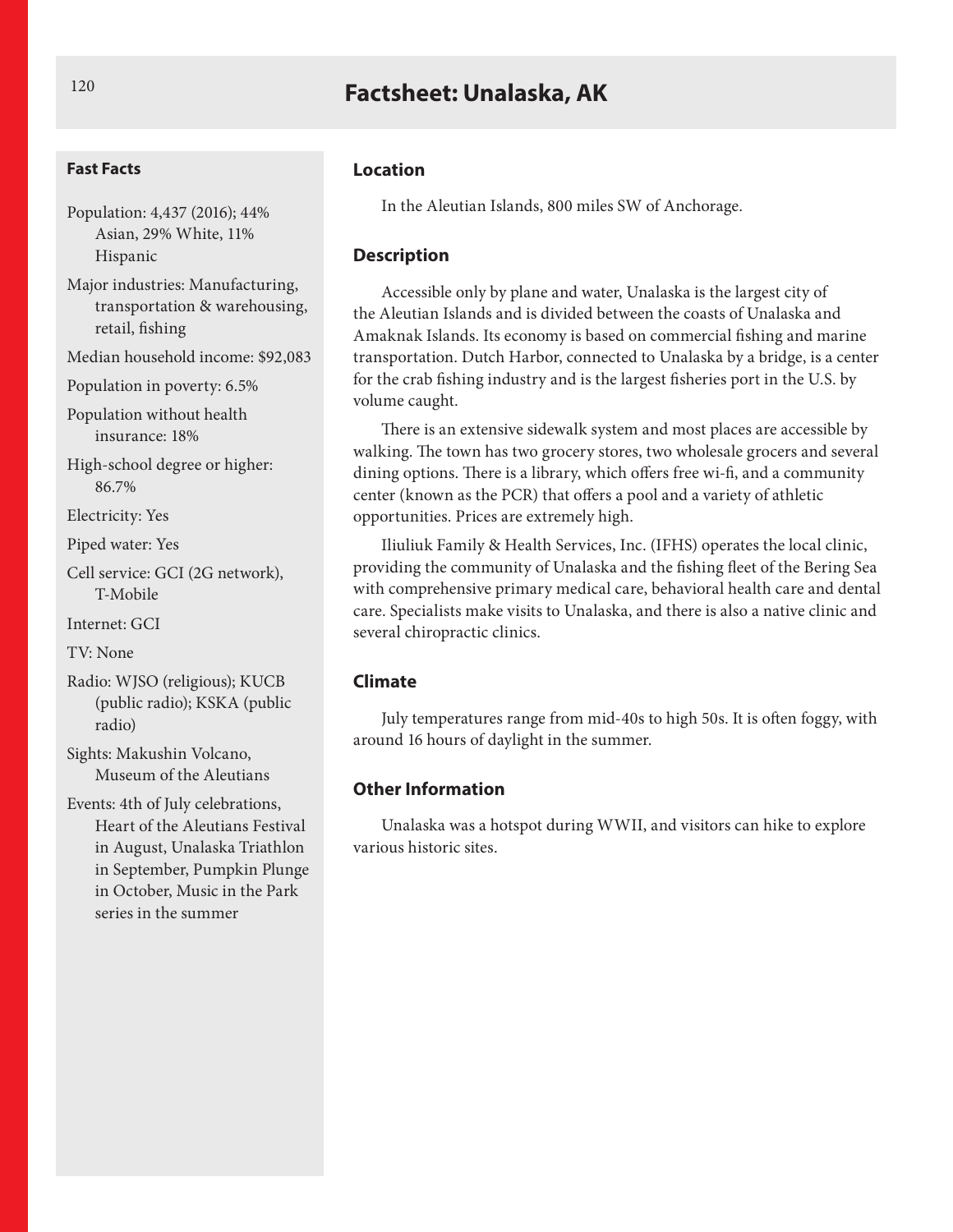# Factsheet: Unalaska, AK

### Fast Facts

- Population: 4,437 (2016); 44% Asian, 29% White, 11% Hispanic
- Major industries: Manufacturing, transportation & warehousing, retail, fishing
- Median household income: $92,083
- Population in poverty: 6.5%
- Population without health insurance: 18%
- High-school degree or higher: 86.7%
- Electricity: Yes
- Piped water: Yes
- Cell service: GCI (2G network), T-Mobile
- Internet: GCI
- TV: None
- Radio: WJSO (religious); KUCB (public radio); KSKA (public radio)
- Sights: Makushin Volcano, Museum of the Aleutians
- Events: 4th of July celebrations, Heart of the Aleutians Festival in August, Unalaska Triathlon in September, Pumpkin Plunge in October, Music in the Park series in the summer

## Location

In the Aleutian Islands, 800 miles SW of Anchorage.

## Description

Accessible only by plane and water, Unalaska is the largest city of the Aleutian Islands and is divided between the coasts of Unalaska and Amaknak Islands. Its economy is based on commercial fishing and marine transportation. Dutch Harbor, connected to Unalaska by a bridge, is a center for the crab fishing industry and is the largest fisheries port in the U.S. by volume caught.

There is an extensive sidewalk system and most places are accessible by walking. The town has two grocery stores, two wholesale grocers and several dining options. There is a library, which offers free wi-fi, and a community center (known as the PCR) that offers a pool and a variety of athletic opportunities. Prices are extremely high.

Iliuliuk Family & Health Services, Inc. (IFHS) operates the local clinic, providing the community of Unalaska and the fishing fleet of the Bering Sea with comprehensive primary medical care, behavioral health care and dental care. Specialists make visits to Unalaska, and there is also a native clinic and several chiropractic clinics.

## Climate

July temperatures range from mid-40s to high 50s. It is often foggy, with around 16 hours of daylight in the summer.

## Other Information

Unalaska was a hotspot during WWII, and visitors can hike to explore various historic sites.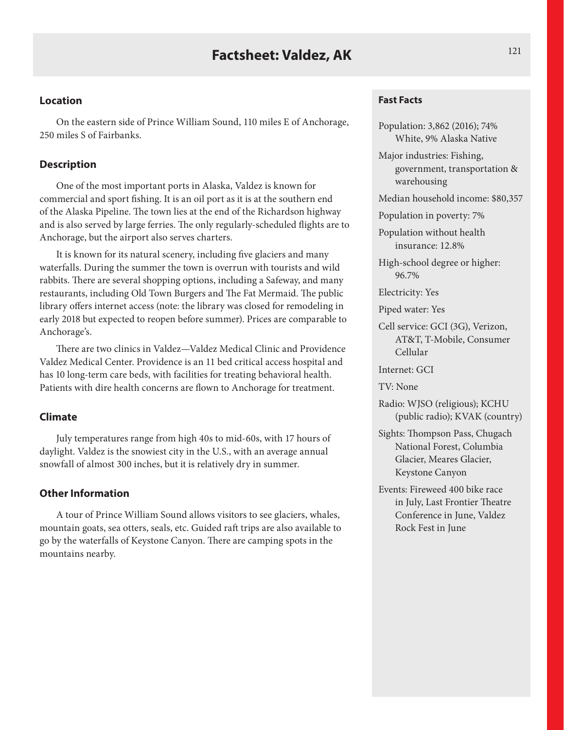# Factsheet: Valdez, AK

## Location

On the eastern side of Prince William Sound, 110 miles E of Anchorage, 250 miles S of Fairbanks.

## Description

One of the most important ports in Alaska, Valdez is known for commercial and sport fishing. It is an oil port as it is at the southern end of the Alaska Pipeline. The town lies at the end of the Richardson highway and is also served by large ferries. The only regularly-scheduled flights are to Anchorage, but the airport also serves charters.

It is known for its natural scenery, including five glaciers and many waterfalls. During the summer the town is overrun with tourists and wild rabbits. There are several shopping options, including a Safeway, and many restaurants, including Old Town Burgers and The Fat Mermaid. The public library offers internet access (note: the library was closed for remodeling in early 2018 but expected to reopen before summer). Prices are comparable to Anchorage's.

There are two clinics in Valdez—Valdez Medical Clinic and Providence Valdez Medical Center. Providence is an 11 bed critical access hospital and has 10 long-term care beds, with facilities for treating behavioral health. Patients with dire health concerns are flown to Anchorage for treatment.

## Climate

July temperatures range from high 40s to mid-60s, with 17 hours of daylight. Valdez is the snowiest city in the U.S., with an average annual snowfall of almost 300 inches, but it is relatively dry in summer.

## Other Information

A tour of Prince William Sound allows visitors to see glaciers, whales, mountain goats, sea otters, seals, etc. Guided raft trips are also available to go by the waterfalls of Keystone Canyon. There are camping spots in the mountains nearby.

### Fast Facts

Population: 3,862 (2016); 74% White, 9% Alaska Native

Major industries: Fishing, government, transportation & warehousing

Median household income: $80,357

Population in poverty: 7%

Population without health insurance: 12.8%

High-school degree or higher: 96.7%

Electricity: Yes

Piped water: Yes

Cell service: GCI (3G), Verizon, AT&T, T-Mobile, Consumer Cellular

Internet: GCI

TV: None

Radio: WJSO (religious); KCHU (public radio); KVAK (country)

Sights: Thompson Pass, Chugach National Forest, Columbia Glacier, Meares Glacier, Keystone Canyon

Events: Fireweed 400 bike race in July, Last Frontier Theatre Conference in June, Valdez Rock Fest in June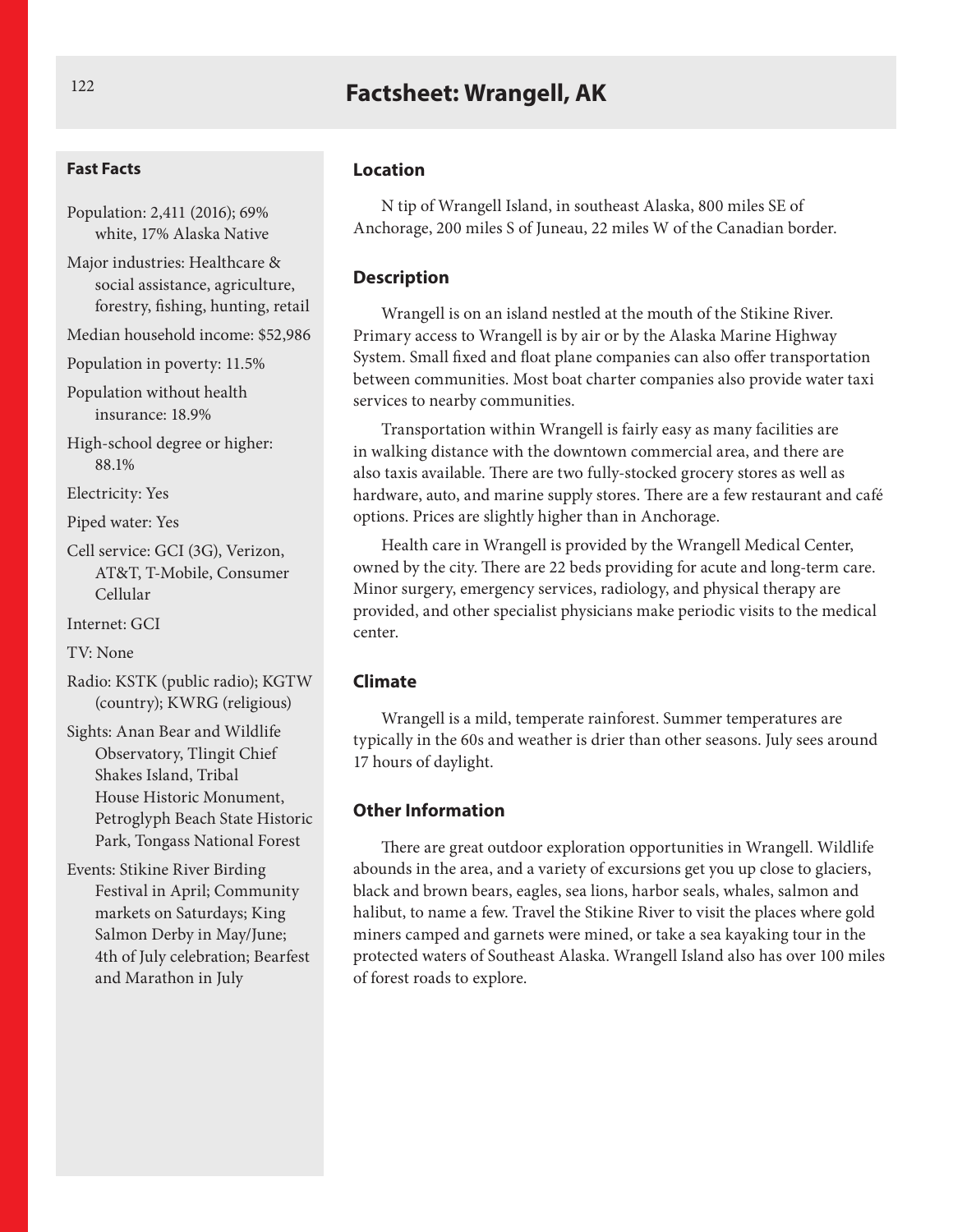# Factsheet: Wrangell, AK

### Fast Facts

Population: 2,411 (2016); 69% white, 17% Alaska Native

Major industries: Healthcare & social assistance, agriculture, forestry, fishing, hunting, retail

Median household income: $52,986

Population in poverty: 11.5%

Population without health insurance: 18.9%

High-school degree or higher: 88.1%

Electricity: Yes

Piped water: Yes

Cell service: GCI (3G), Verizon, AT&T, T-Mobile, Consumer Cellular

Internet: GCI

TV: None

Radio: KSTK (public radio); KGTW (country); KWRG (religious)

Sights: Anan Bear and Wildlife Observatory, Tlingit Chief Shakes Island, Tribal House Historic Monument, Petroglyph Beach State Historic Park, Tongass National Forest

Events: Stikine River Birding Festival in April; Community markets on Saturdays; King Salmon Derby in May/June; 4th of July celebration; Bearfest and Marathon in July

### Location

N tip of Wrangell Island, in southeast Alaska, 800 miles SE of Anchorage, 200 miles S of Juneau, 22 miles W of the Canadian border.

### Description

Wrangell is on an island nestled at the mouth of the Stikine River. Primary access to Wrangell is by air or by the Alaska Marine Highway System. Small fixed and float plane companies can also offer transportation between communities. Most boat charter companies also provide water taxi services to nearby communities.

Transportation within Wrangell is fairly easy as many facilities are in walking distance with the downtown commercial area, and there are also taxis available. There are two fully-stocked grocery stores as well as hardware, auto, and marine supply stores. There are a few restaurant and café options. Prices are slightly higher than in Anchorage.

Health care in Wrangell is provided by the Wrangell Medical Center, owned by the city. There are 22 beds providing for acute and long-term care. Minor surgery, emergency services, radiology, and physical therapy are provided, and other specialist physicians make periodic visits to the medical center.

### Climate

Wrangell is a mild, temperate rainforest. Summer temperatures are typically in the 60s and weather is drier than other seasons. July sees around 17 hours of daylight.

### Other Information

There are great outdoor exploration opportunities in Wrangell. Wildlife abounds in the area, and a variety of excursions get you up close to glaciers, black and brown bears, eagles, sea lions, harbor seals, whales, salmon and halibut, to name a few. Travel the Stikine River to visit the places where gold miners camped and garnets were mined, or take a sea kayaking tour in the protected waters of Southeast Alaska. Wrangell Island also has over 100 miles of forest roads to explore.